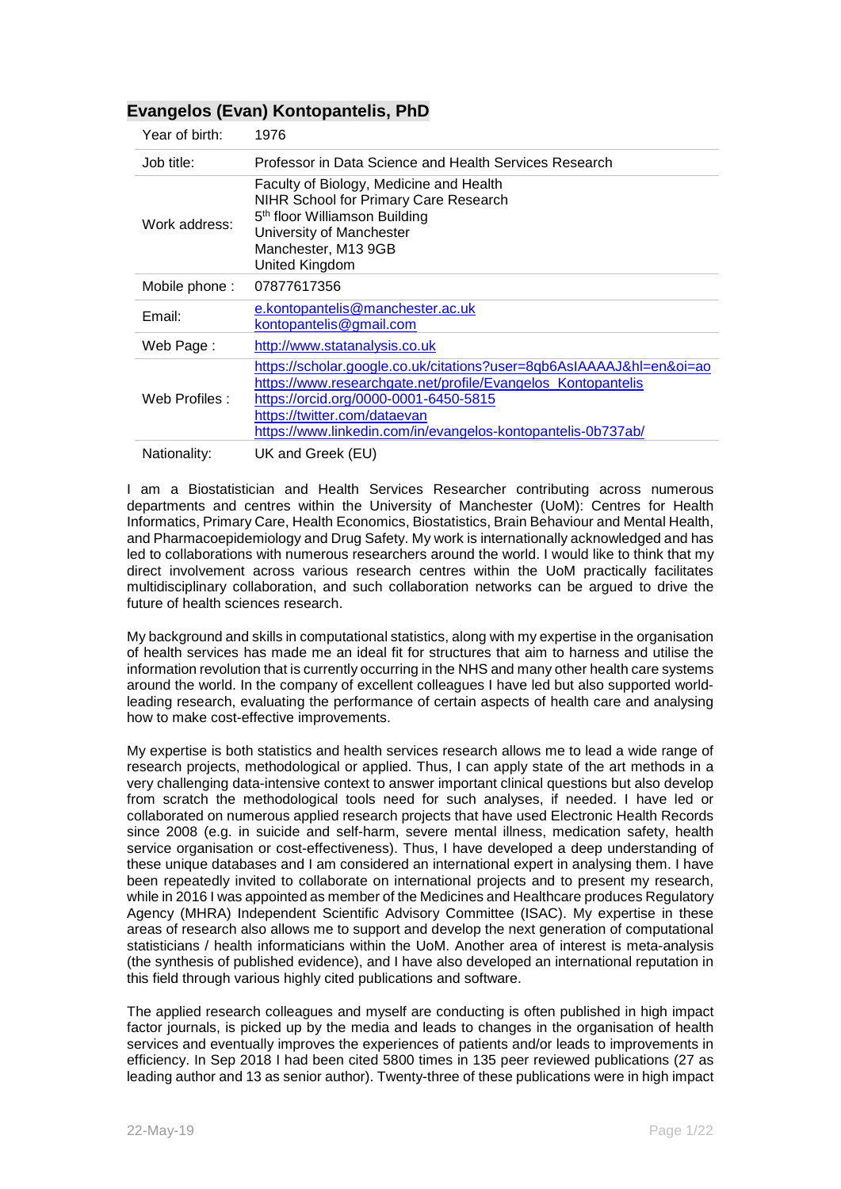## Evangelos (Evan) Kontopantelis, PhD

| | |
|---|---|
| Year of birth: | 1976 |
| Job title: | Professor in Data Science and Health Services Research |
| Work address: | Faculty of Biology, Medicine and Health<br>NIHR School for Primary Care Research<br>5th floor Williamson Building<br>University of Manchester<br>Manchester, M13 9GB<br>United Kingdom |
| Mobile phone : | 07877617356 |
| Email: | e.kontopantelis@manchester.ac.uk<br>kontopantelis@gmail.com |
| Web Page : | http://www.statanalysis.co.uk |
| Web Profiles : | https://scholar.google.co.uk/citations?user=8qb6AsIAAAAJ&hl=en&oi=ao<br>https://www.researchgate.net/profile/Evangelos_Kontopantelis<br>https://orcid.org/0000-0001-6450-5815<br>https://twitter.com/dataevan<br>https://www.linkedin.com/in/evangelos-kontopantelis-0b737ab/ |
| Nationality: | UK and Greek (EU) |

I am a Biostatistician and Health Services Researcher contributing across numerous departments and centres within the University of Manchester (UoM): Centres for Health Informatics, Primary Care, Health Economics, Biostatistics, Brain Behaviour and Mental Health, and Pharmacoepidemiology and Drug Safety. My work is internationally acknowledged and has led to collaborations with numerous researchers around the world. I would like to think that my direct involvement across various research centres within the UoM practically facilitates multidisciplinary collaboration, and such collaboration networks can be argued to drive the future of health sciences research.

My background and skills in computational statistics, along with my expertise in the organisation of health services has made me an ideal fit for structures that aim to harness and utilise the information revolution that is currently occurring in the NHS and many other health care systems around the world. In the company of excellent colleagues I have led but also supported world-leading research, evaluating the performance of certain aspects of health care and analysing how to make cost-effective improvements.

My expertise is both statistics and health services research allows me to lead a wide range of research projects, methodological or applied. Thus, I can apply state of the art methods in a very challenging data-intensive context to answer important clinical questions but also develop from scratch the methodological tools need for such analyses, if needed. I have led or collaborated on numerous applied research projects that have used Electronic Health Records since 2008 (e.g. in suicide and self-harm, severe mental illness, medication safety, health service organisation or cost-effectiveness). Thus, I have developed a deep understanding of these unique databases and I am considered an international expert in analysing them. I have been repeatedly invited to collaborate on international projects and to present my research, while in 2016 I was appointed as member of the Medicines and Healthcare produces Regulatory Agency (MHRA) Independent Scientific Advisory Committee (ISAC). My expertise in these areas of research also allows me to support and develop the next generation of computational statisticians / health informaticians within the UoM. Another area of interest is meta-analysis (the synthesis of published evidence), and I have also developed an international reputation in this field through various highly cited publications and software.

The applied research colleagues and myself are conducting is often published in high impact factor journals, is picked up by the media and leads to changes in the organisation of health services and eventually improves the experiences of patients and/or leads to improvements in efficiency. In Sep 2018 I had been cited 5800 times in 135 peer reviewed publications (27 as leading author and 13 as senior author). Twenty-three of these publications were in high impact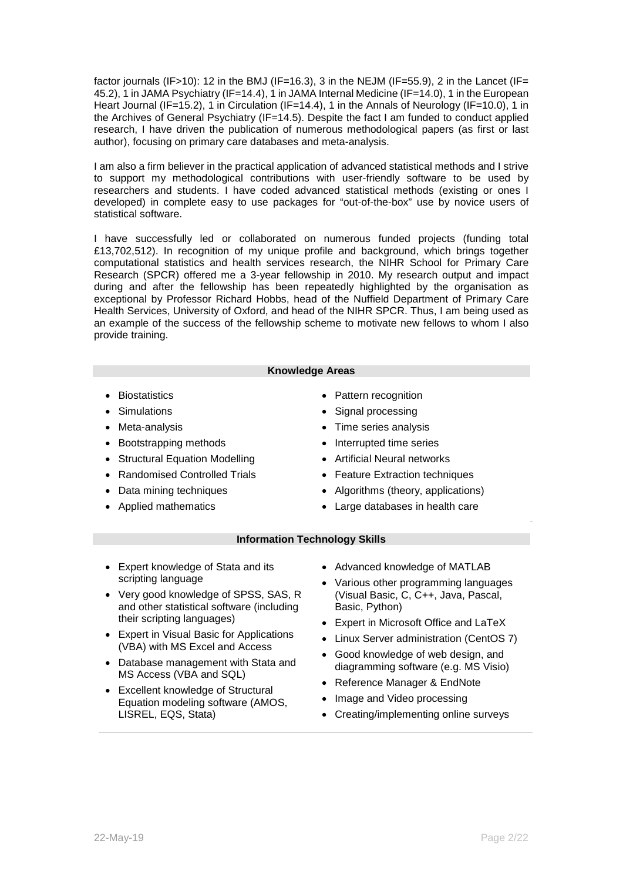factor journals (IF>10): 12 in the BMJ (IF=16.3), 3 in the NEJM (IF=55.9), 2 in the Lancet (IF= 45.2), 1 in JAMA Psychiatry (IF=14.4), 1 in JAMA Internal Medicine (IF=14.0), 1 in the European Heart Journal (IF=15.2), 1 in Circulation (IF=14.4), 1 in the Annals of Neurology (IF=10.0), 1 in the Archives of General Psychiatry (IF=14.5). Despite the fact I am funded to conduct applied research, I have driven the publication of numerous methodological papers (as first or last author), focusing on primary care databases and meta-analysis.

I am also a firm believer in the practical application of advanced statistical methods and I strive to support my methodological contributions with user-friendly software to be used by researchers and students. I have coded advanced statistical methods (existing or ones I developed) in complete easy to use packages for "out-of-the-box" use by novice users of statistical software.

I have successfully led or collaborated on numerous funded projects (funding total £13,702,512). In recognition of my unique profile and background, which brings together computational statistics and health services research, the NIHR School for Primary Care Research (SPCR) offered me a 3-year fellowship in 2010. My research output and impact during and after the fellowship has been repeatedly highlighted by the organisation as exceptional by Professor Richard Hobbs, head of the Nuffield Department of Primary Care Health Services, University of Oxford, and head of the NIHR SPCR. Thus, I am being used as an example of the success of the fellowship scheme to motivate new fellows to whom I also provide training.

## Knowledge Areas

- Biostatistics
- Simulations
- Meta-analysis
- Bootstrapping methods
- Structural Equation Modelling
- Randomised Controlled Trials
- Data mining techniques
- Applied mathematics
- Pattern recognition
- Signal processing
- Time series analysis
- Interrupted time series
- Artificial Neural networks
- Feature Extraction techniques
- Algorithms (theory, applications)
- Large databases in health care

## Information Technology Skills

- Expert knowledge of Stata and its scripting language
- Very good knowledge of SPSS, SAS, R and other statistical software (including their scripting languages)
- Expert in Visual Basic for Applications (VBA) with MS Excel and Access
- Database management with Stata and MS Access (VBA and SQL)
- Excellent knowledge of Structural Equation modeling software (AMOS, LISREL, EQS, Stata)
- Advanced knowledge of MATLAB
- Various other programming languages (Visual Basic, C, C++, Java, Pascal, Basic, Python)
- Expert in Microsoft Office and LaTeX
- Linux Server administration (CentOS 7)
- Good knowledge of web design, and diagramming software (e.g. MS Visio)
- Reference Manager & EndNote
- Image and Video processing
- Creating/implementing online surveys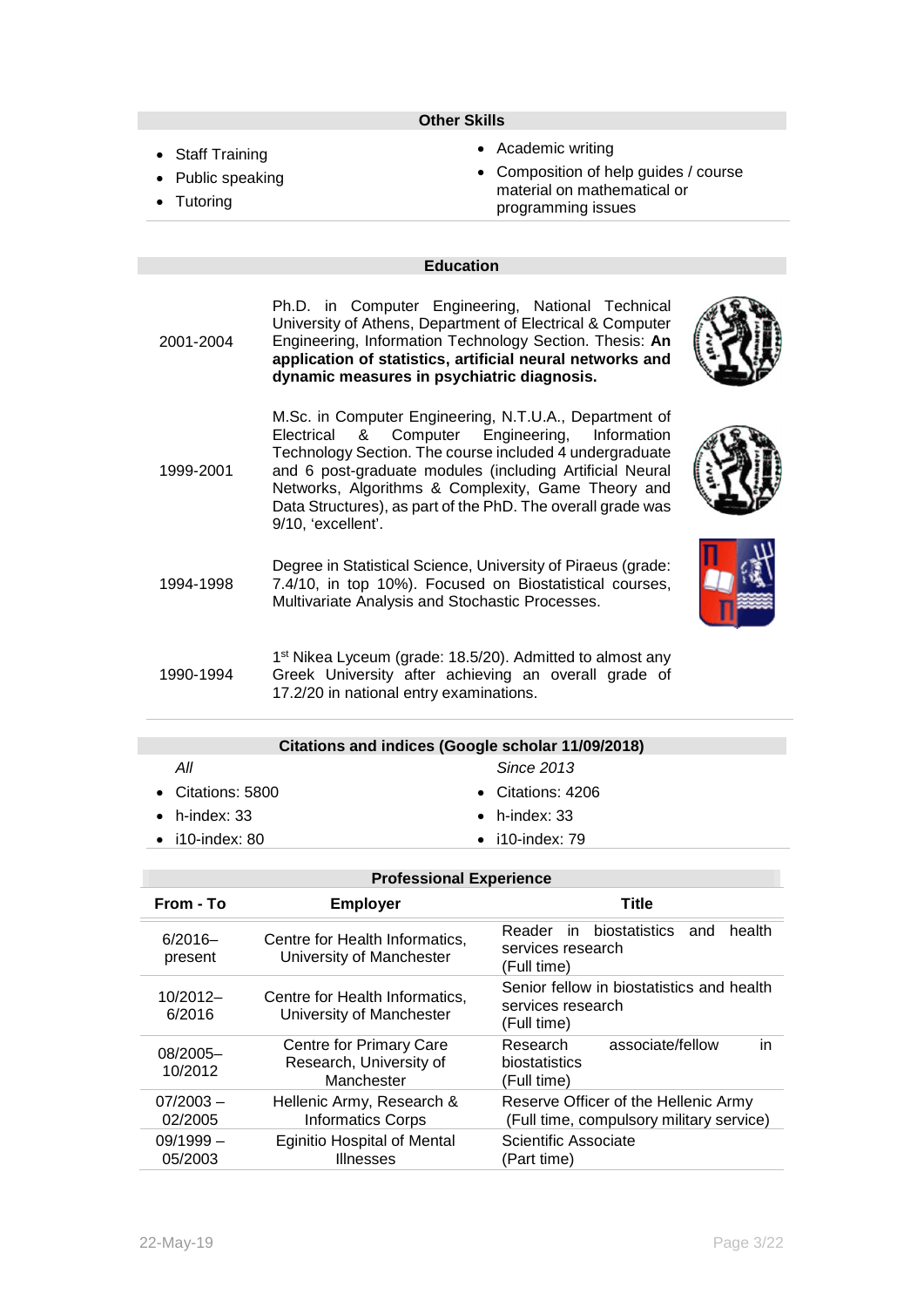## Other Skills

- Staff Training
- Public speaking
- Tutoring
- Academic writing
- Composition of help guides / course material on mathematical or programming issues

## Education

| | |
|---|---|
| 2001-2004 | Ph.D. in Computer Engineering, National Technical University of Athens, Department of Electrical & Computer Engineering, Information Technology Section. Thesis: **An application of statistics, artificial neural networks and dynamic measures in psychiatric diagnosis.** |
| 1999-2001 | M.Sc. in Computer Engineering, N.T.U.A., Department of Electrical & Computer Engineering, Information Technology Section. The course included 4 undergraduate and 6 post-graduate modules (including Artificial Neural Networks, Algorithms & Complexity, Game Theory and Data Structures), as part of the PhD. The overall grade was 9/10, 'excellent'. |
| 1994-1998 | Degree in Statistical Science, University of Piraeus (grade: 7.4/10, in top 10%). Focused on Biostatistical courses, Multivariate Analysis and Stochastic Processes. |
| 1990-1994 | 1st Nikea Lyceum (grade: 18.5/20). Admitted to almost any Greek University after achieving an overall grade of 17.2/20 in national entry examinations. |

## Citations and indices (Google scholar 11/09/2018)

*All*

- Citations: 5800
- h-index: 33
- i10-index: 80

*Since 2013*

- Citations: 4206
- h-index: 33
- i10-index: 79

## Professional Experience

| From - To | Employer | Title |
|---|---|---|
| 6/2016–present | Centre for Health Informatics, University of Manchester | Reader in biostatistics and health services research (Full time) |
| 10/2012–6/2016 | Centre for Health Informatics, University of Manchester | Senior fellow in biostatistics and health services research (Full time) |
| 08/2005–10/2012 | Centre for Primary Care Research, University of Manchester | Research associate/fellow in biostatistics (Full time) |
| 07/2003 – 02/2005 | Hellenic Army, Research & Informatics Corps | Reserve Officer of the Hellenic Army (Full time, compulsory military service) |
| 09/1999 – 05/2003 | Eginitio Hospital of Mental Illnesses | Scientific Associate (Part time) |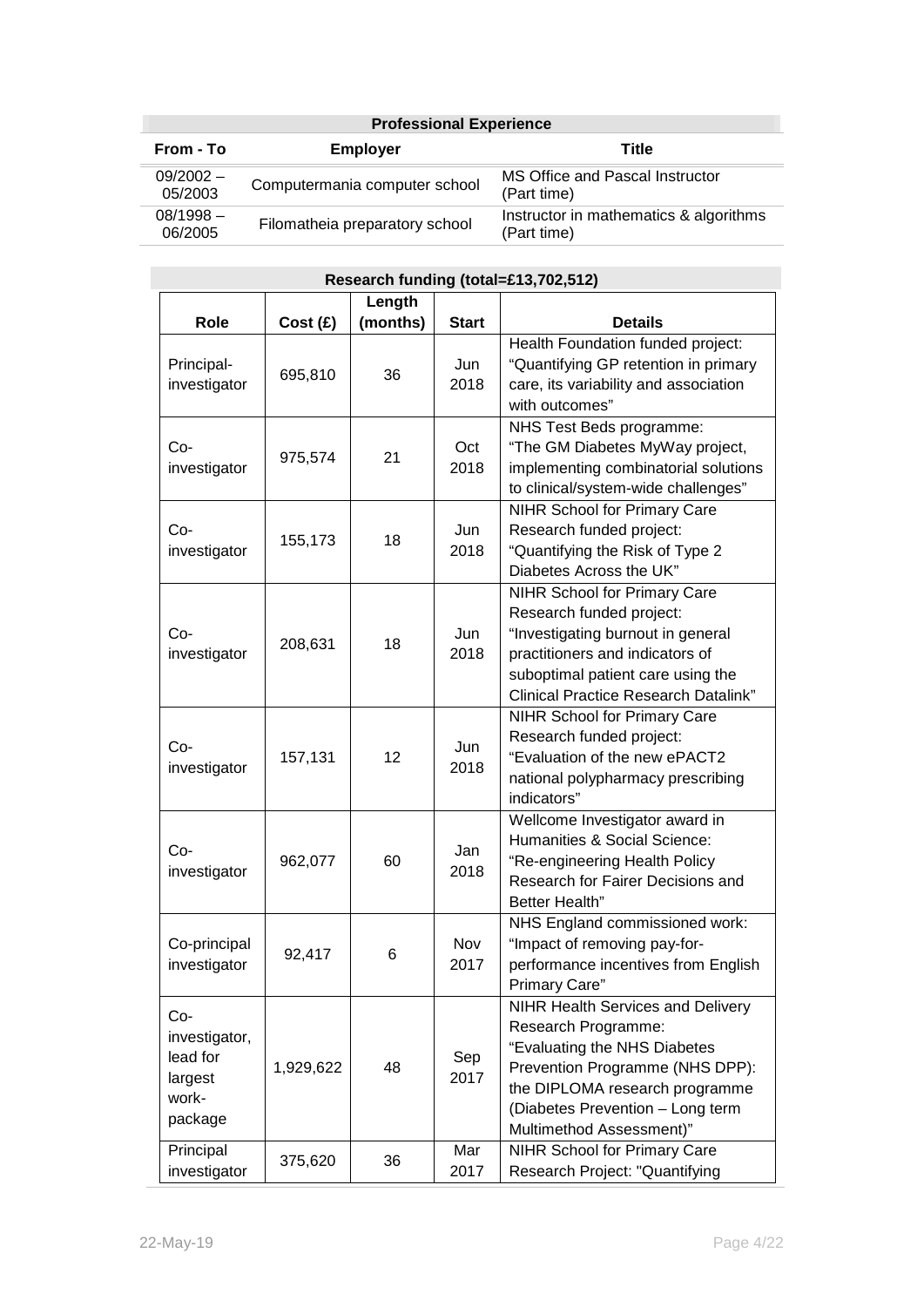## Professional Experience

| From - To | Employer | Title |
|---|---|---|
| 09/2002 – 05/2003 | Computermania computer school | MS Office and Pascal Instructor (Part time) |
| 08/1998 – 06/2005 | Filomatheia preparatory school | Instructor in mathematics & algorithms (Part time) |

## Research funding (total=£13,702,512)

| Role | Cost (£) | Length (months) | Start | Details |
|---|---|---|---|---|
| Principal-investigator | 695,810 | 36 | Jun 2018 | Health Foundation funded project: “Quantifying GP retention in primary care, its variability and association with outcomes” |
| Co-investigator | 975,574 | 21 | Oct 2018 | NHS Test Beds programme: “The GM Diabetes MyWay project, implementing combinatorial solutions to clinical/system-wide challenges” |
| Co-investigator | 155,173 | 18 | Jun 2018 | NIHR School for Primary Care Research funded project: “Quantifying the Risk of Type 2 Diabetes Across the UK” |
| Co-investigator | 208,631 | 18 | Jun 2018 | NIHR School for Primary Care Research funded project: “Investigating burnout in general practitioners and indicators of suboptimal patient care using the Clinical Practice Research Datalink” |
| Co-investigator | 157,131 | 12 | Jun 2018 | NIHR School for Primary Care Research funded project: “Evaluation of the new ePACT2 national polypharmacy prescribing indicators” |
| Co-investigator | 962,077 | 60 | Jan 2018 | Wellcome Investigator award in Humanities & Social Science: “Re-engineering Health Policy Research for Fairer Decisions and Better Health” |
| Co-principal investigator | 92,417 | 6 | Nov 2017 | NHS England commissioned work: “Impact of removing pay-for-performance incentives from English Primary Care” |
| Co-investigator, lead for largest work-package | 1,929,622 | 48 | Sep 2017 | NIHR Health Services and Delivery Research Programme: “Evaluating the NHS Diabetes Prevention Programme (NHS DPP): the DIPLOMA research programme (Diabetes Prevention – Long term Multimethod Assessment)” |
| Principal investigator | 375,620 | 36 | Mar 2017 | NIHR School for Primary Care Research Project: "Quantifying |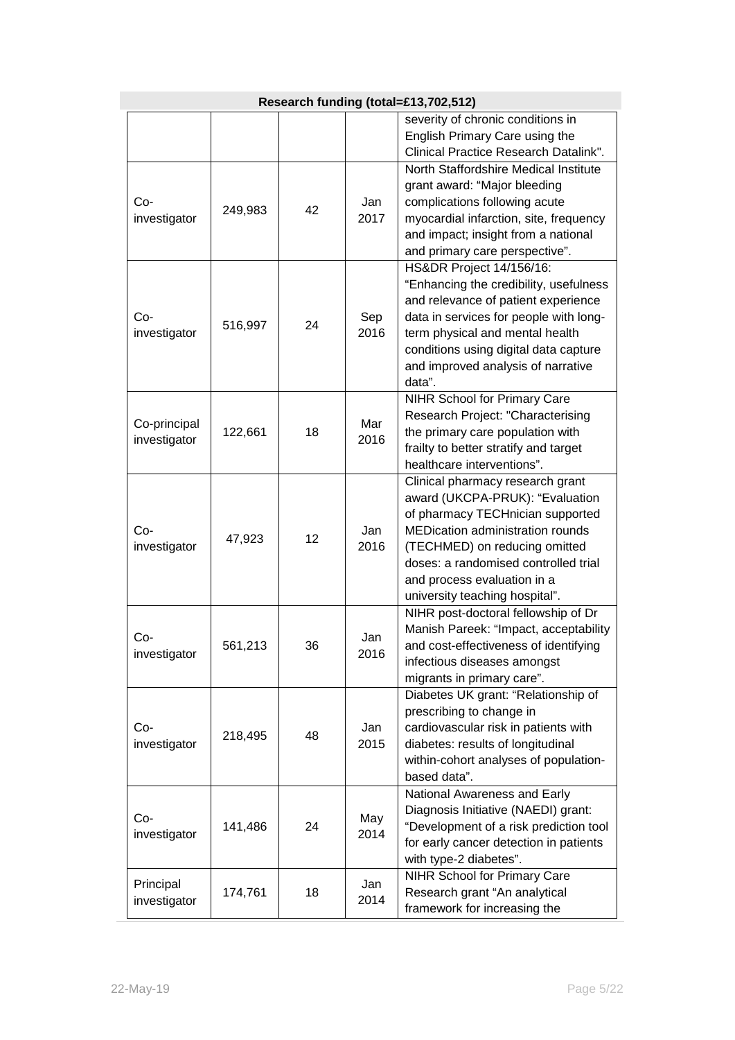| Research funding (total=£13,702,512) | | | | |
|---|---|---|---|---|
| | | | | severity of chronic conditions in English Primary Care using the Clinical Practice Research Datalink". |
| Co-investigator | 249,983 | 42 | Jan 2017 | North Staffordshire Medical Institute grant award: "Major bleeding complications following acute myocardial infarction, site, frequency and impact; insight from a national and primary care perspective". |
| Co-investigator | 516,997 | 24 | Sep 2016 | HS&DR Project 14/156/16: "Enhancing the credibility, usefulness and relevance of patient experience data in services for people with long-term physical and mental health conditions using digital data capture and improved analysis of narrative data". |
| Co-principal investigator | 122,661 | 18 | Mar 2016 | NIHR School for Primary Care Research Project: "Characterising the primary care population with frailty to better stratify and target healthcare interventions". |
| Co-investigator | 47,923 | 12 | Jan 2016 | Clinical pharmacy research grant award (UKCPA-PRUK): "Evaluation of pharmacy TECHnician supported MEDication administration rounds (TECHMED) on reducing omitted doses: a randomised controlled trial and process evaluation in a university teaching hospital". |
| Co-investigator | 561,213 | 36 | Jan 2016 | NIHR post-doctoral fellowship of Dr Manish Pareek: "Impact, acceptability and cost-effectiveness of identifying infectious diseases amongst migrants in primary care". |
| Co-investigator | 218,495 | 48 | Jan 2015 | Diabetes UK grant: "Relationship of prescribing to change in cardiovascular risk in patients with diabetes: results of longitudinal within-cohort analyses of population-based data". |
| Co-investigator | 141,486 | 24 | May 2014 | National Awareness and Early Diagnosis Initiative (NAEDI) grant: "Development of a risk prediction tool for early cancer detection in patients with type-2 diabetes". |
| Principal investigator | 174,761 | 18 | Jan 2014 | NIHR School for Primary Care Research grant "An analytical framework for increasing the |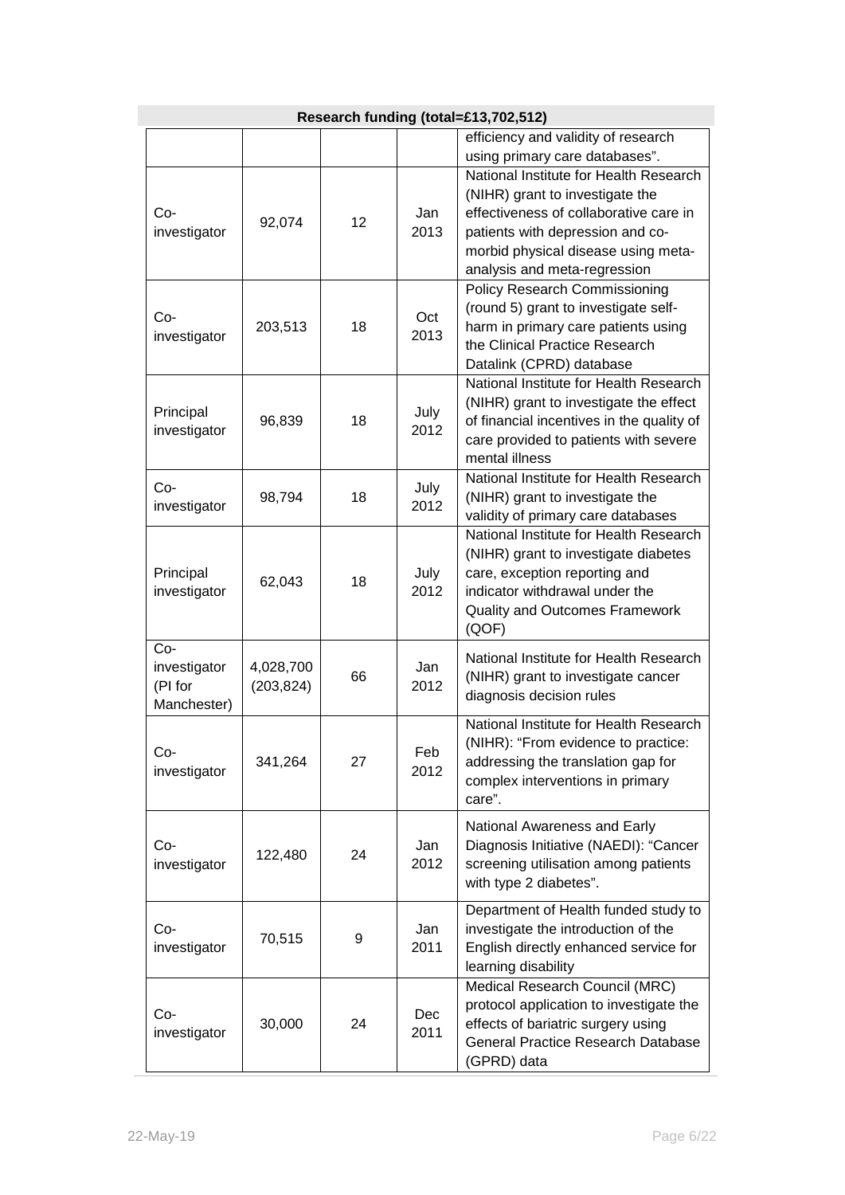| Research funding (total=£13,702,512) | | | | |
|---|---|---|---|---|
| | | | | efficiency and validity of research using primary care databases". |
| Co-investigator | 92,074 | 12 | Jan 2013 | National Institute for Health Research (NIHR) grant to investigate the effectiveness of collaborative care in patients with depression and co-morbid physical disease using meta-analysis and meta-regression |
| Co-investigator | 203,513 | 18 | Oct 2013 | Policy Research Commissioning (round 5) grant to investigate self-harm in primary care patients using the Clinical Practice Research Datalink (CPRD) database |
| Principal investigator | 96,839 | 18 | July 2012 | National Institute for Health Research (NIHR) grant to investigate the effect of financial incentives in the quality of care provided to patients with severe mental illness |
| Co-investigator | 98,794 | 18 | July 2012 | National Institute for Health Research (NIHR) grant to investigate the validity of primary care databases |
| Principal investigator | 62,043 | 18 | July 2012 | National Institute for Health Research (NIHR) grant to investigate diabetes care, exception reporting and indicator withdrawal under the Quality and Outcomes Framework (QOF) |
| Co-investigator (PI for Manchester) | 4,028,700 (203,824) | 66 | Jan 2012 | National Institute for Health Research (NIHR) grant to investigate cancer diagnosis decision rules |
| Co-investigator | 341,264 | 27 | Feb 2012 | National Institute for Health Research (NIHR): "From evidence to practice: addressing the translation gap for complex interventions in primary care". |
| Co-investigator | 122,480 | 24 | Jan 2012 | National Awareness and Early Diagnosis Initiative (NAEDI): "Cancer screening utilisation among patients with type 2 diabetes". |
| Co-investigator | 70,515 | 9 | Jan 2011 | Department of Health funded study to investigate the introduction of the English directly enhanced service for learning disability |
| Co-investigator | 30,000 | 24 | Dec 2011 | Medical Research Council (MRC) protocol application to investigate the effects of bariatric surgery using General Practice Research Database (GPRD) data |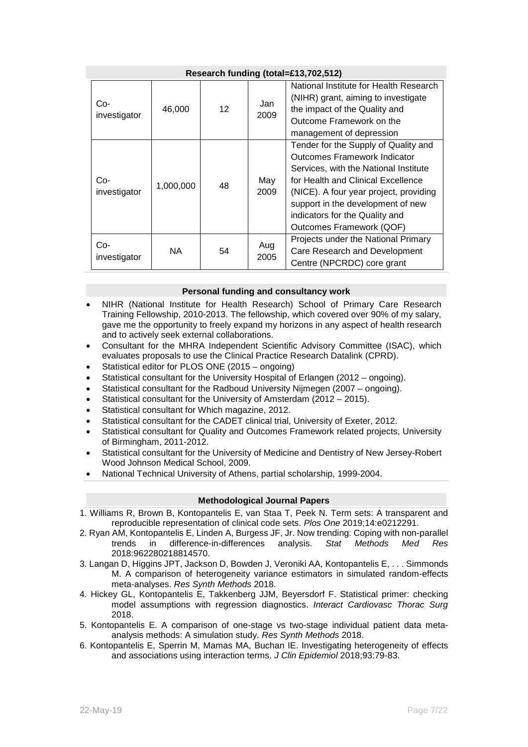## Research funding (total=£13,702,512)

| | | | | |
|---|---|---|---|---|
| Co-investigator | 46,000 | 12 | Jan 2009 | National Institute for Health Research (NIHR) grant, aiming to investigate the impact of the Quality and Outcome Framework on the management of depression |
| Co-investigator | 1,000,000 | 48 | May 2009 | Tender for the Supply of Quality and Outcomes Framework Indicator Services, with the National Institute for Health and Clinical Excellence (NICE). A four year project, providing support in the development of new indicators for the Quality and Outcomes Framework (QOF) |
| Co-investigator | NA | 54 | Aug 2005 | Projects under the National Primary Care Research and Development Centre (NPCRDC) core grant |

## Personal funding and consultancy work

- NIHR (National Institute for Health Research) School of Primary Care Research Training Fellowship, 2010-2013. The fellowship, which covered over 90% of my salary, gave me the opportunity to freely expand my horizons in any aspect of health research and to actively seek external collaborations.
- Consultant for the MHRA Independent Scientific Advisory Committee (ISAC), which evaluates proposals to use the Clinical Practice Research Datalink (CPRD).
- Statistical editor for PLOS ONE (2015 – ongoing)
- Statistical consultant for the University Hospital of Erlangen (2012 – ongoing).
- Statistical consultant for the Radboud University Nijmegen (2007 – ongoing).
- Statistical consultant for the University of Amsterdam (2012 – 2015).
- Statistical consultant for Which magazine, 2012.
- Statistical consultant for the CADET clinical trial, University of Exeter, 2012.
- Statistical consultant for Quality and Outcomes Framework related projects, University of Birmingham, 2011-2012.
- Statistical consultant for the University of Medicine and Dentistry of New Jersey-Robert Wood Johnson Medical School, 2009.
- National Technical University of Athens, partial scholarship, 1999-2004.

## Methodological Journal Papers

1. Williams R, Brown B, Kontopantelis E, van Staa T, Peek N. Term sets: A transparent and reproducible representation of clinical code sets. *Plos One* 2019;14:e0212291.
2. Ryan AM, Kontopantelis E, Linden A, Burgess JF, Jr. Now trending: Coping with non-parallel trends in difference-in-differences analysis. *Stat Methods Med Res* 2018:962280218814570.
3. Langan D, Higgins JPT, Jackson D, Bowden J, Veroniki AA, Kontopantelis E, . . . Simmonds M. A comparison of heterogeneity variance estimators in simulated random-effects meta-analyses. *Res Synth Methods* 2018.
4. Hickey GL, Kontopantelis E, Takkenberg JJM, Beyersdorf F. Statistical primer: checking model assumptions with regression diagnostics. *Interact Cardiovasc Thorac Surg* 2018.
5. Kontopantelis E. A comparison of one-stage vs two-stage individual patient data meta-analysis methods: A simulation study. *Res Synth Methods* 2018.
6. Kontopantelis E, Sperrin M, Mamas MA, Buchan IE. Investigating heterogeneity of effects and associations using interaction terms. *J Clin Epidemiol* 2018;93:79-83.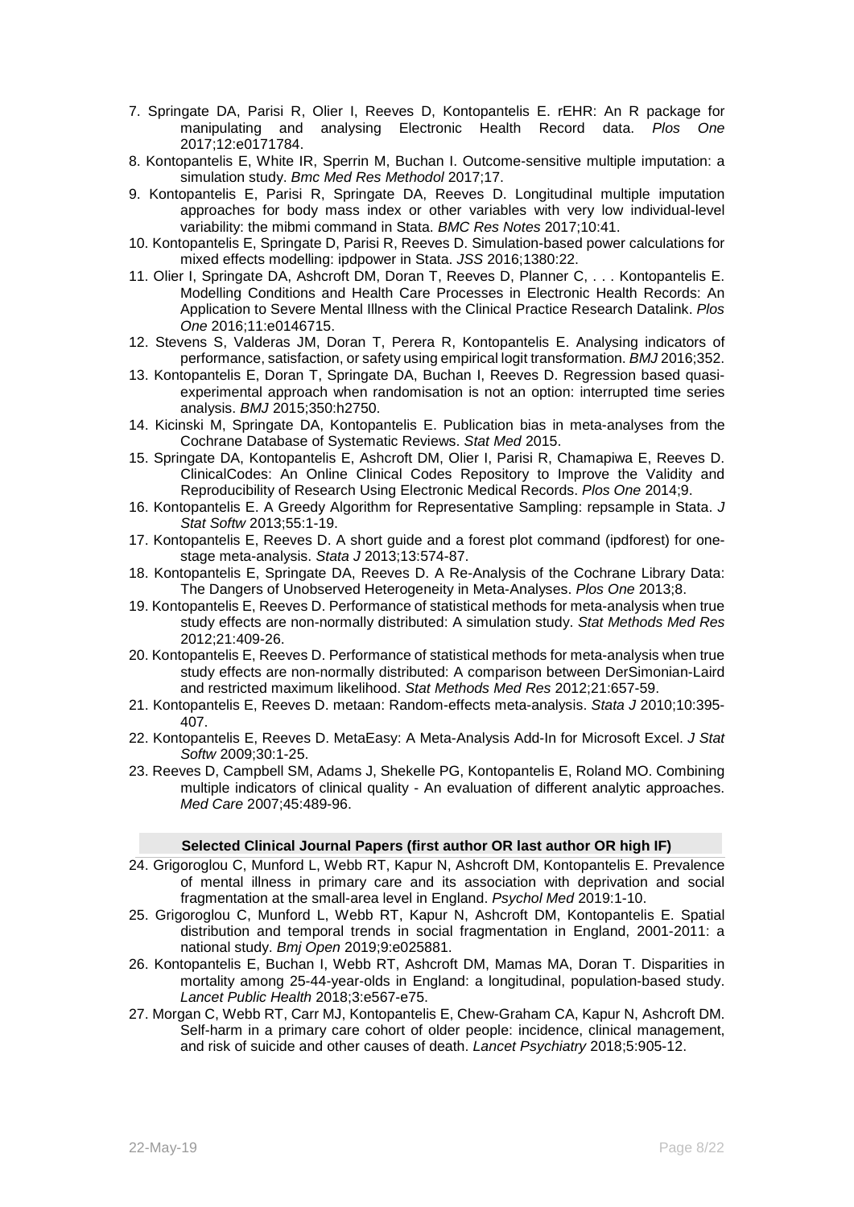7. Springate DA, Parisi R, Olier I, Reeves D, Kontopantelis E. rEHR: An R package for manipulating and analysing Electronic Health Record data. *Plos One* 2017;12:e0171784.
8. Kontopantelis E, White IR, Sperrin M, Buchan I. Outcome-sensitive multiple imputation: a simulation study. *Bmc Med Res Methodol* 2017;17.
9. Kontopantelis E, Parisi R, Springate DA, Reeves D. Longitudinal multiple imputation approaches for body mass index or other variables with very low individual-level variability: the mibmi command in Stata. *BMC Res Notes* 2017;10:41.
10. Kontopantelis E, Springate D, Parisi R, Reeves D. Simulation-based power calculations for mixed effects modelling: ipdpower in Stata. *JSS* 2016;1380:22.
11. Olier I, Springate DA, Ashcroft DM, Doran T, Reeves D, Planner C, . . . Kontopantelis E. Modelling Conditions and Health Care Processes in Electronic Health Records: An Application to Severe Mental Illness with the Clinical Practice Research Datalink. *Plos One* 2016;11:e0146715.
12. Stevens S, Valderas JM, Doran T, Perera R, Kontopantelis E. Analysing indicators of performance, satisfaction, or safety using empirical logit transformation. *BMJ* 2016;352.
13. Kontopantelis E, Doran T, Springate DA, Buchan I, Reeves D. Regression based quasi-experimental approach when randomisation is not an option: interrupted time series analysis. *BMJ* 2015;350:h2750.
14. Kicinski M, Springate DA, Kontopantelis E. Publication bias in meta-analyses from the Cochrane Database of Systematic Reviews. *Stat Med* 2015.
15. Springate DA, Kontopantelis E, Ashcroft DM, Olier I, Parisi R, Chamapiwa E, Reeves D. ClinicalCodes: An Online Clinical Codes Repository to Improve the Validity and Reproducibility of Research Using Electronic Medical Records. *Plos One* 2014;9.
16. Kontopantelis E. A Greedy Algorithm for Representative Sampling: repsample in Stata. *J Stat Softw* 2013;55:1-19.
17. Kontopantelis E, Reeves D. A short guide and a forest plot command (ipdforest) for one-stage meta-analysis. *Stata J* 2013;13:574-87.
18. Kontopantelis E, Springate DA, Reeves D. A Re-Analysis of the Cochrane Library Data: The Dangers of Unobserved Heterogeneity in Meta-Analyses. *Plos One* 2013;8.
19. Kontopantelis E, Reeves D. Performance of statistical methods for meta-analysis when true study effects are non-normally distributed: A simulation study. *Stat Methods Med Res* 2012;21:409-26.
20. Kontopantelis E, Reeves D. Performance of statistical methods for meta-analysis when true study effects are non-normally distributed: A comparison between DerSimonian-Laird and restricted maximum likelihood. *Stat Methods Med Res* 2012;21:657-59.
21. Kontopantelis E, Reeves D. metaan: Random-effects meta-analysis. *Stata J* 2010;10:395-407.
22. Kontopantelis E, Reeves D. MetaEasy: A Meta-Analysis Add-In for Microsoft Excel. *J Stat Softw* 2009;30:1-25.
23. Reeves D, Campbell SM, Adams J, Shekelle PG, Kontopantelis E, Roland MO. Combining multiple indicators of clinical quality - An evaluation of different analytic approaches. *Med Care* 2007;45:489-96.

**Selected Clinical Journal Papers (first author OR last author OR high IF)**

24. Grigoroglou C, Munford L, Webb RT, Kapur N, Ashcroft DM, Kontopantelis E. Prevalence of mental illness in primary care and its association with deprivation and social fragmentation at the small-area level in England. *Psychol Med* 2019:1-10.
25. Grigoroglou C, Munford L, Webb RT, Kapur N, Ashcroft DM, Kontopantelis E. Spatial distribution and temporal trends in social fragmentation in England, 2001-2011: a national study. *Bmj Open* 2019;9:e025881.
26. Kontopantelis E, Buchan I, Webb RT, Ashcroft DM, Mamas MA, Doran T. Disparities in mortality among 25-44-year-olds in England: a longitudinal, population-based study. *Lancet Public Health* 2018;3:e567-e75.
27. Morgan C, Webb RT, Carr MJ, Kontopantelis E, Chew-Graham CA, Kapur N, Ashcroft DM. Self-harm in a primary care cohort of older people: incidence, clinical management, and risk of suicide and other causes of death. *Lancet Psychiatry* 2018;5:905-12.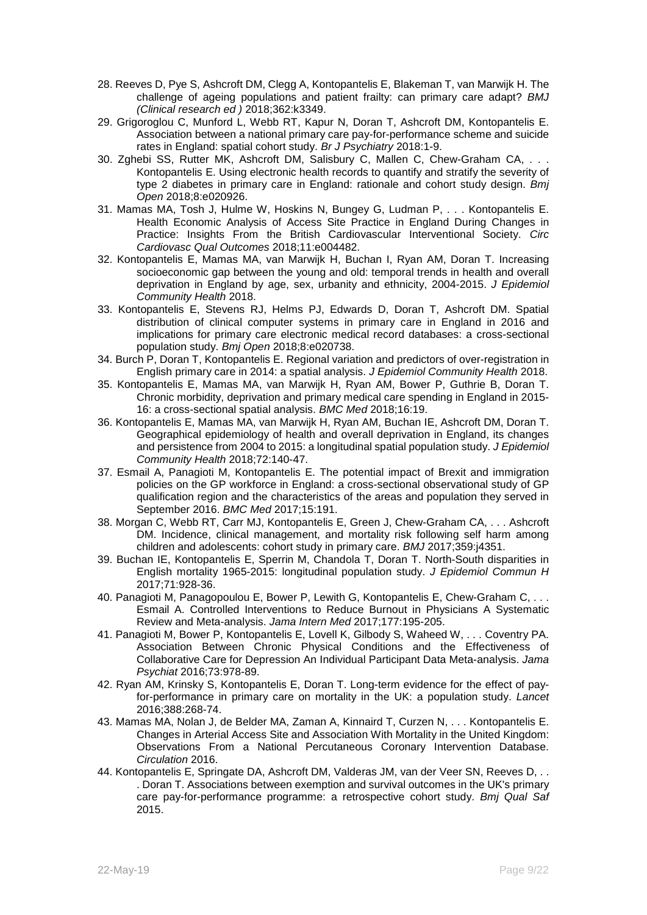28. Reeves D, Pye S, Ashcroft DM, Clegg A, Kontopantelis E, Blakeman T, van Marwijk H. The challenge of ageing populations and patient frailty: can primary care adapt? *BMJ (Clinical research ed )* 2018;362:k3349.
29. Grigoroglou C, Munford L, Webb RT, Kapur N, Doran T, Ashcroft DM, Kontopantelis E. Association between a national primary care pay-for-performance scheme and suicide rates in England: spatial cohort study. *Br J Psychiatry* 2018:1-9.
30. Zghebi SS, Rutter MK, Ashcroft DM, Salisbury C, Mallen C, Chew-Graham CA, . . . Kontopantelis E. Using electronic health records to quantify and stratify the severity of type 2 diabetes in primary care in England: rationale and cohort study design. *Bmj Open* 2018;8:e020926.
31. Mamas MA, Tosh J, Hulme W, Hoskins N, Bungey G, Ludman P, . . . Kontopantelis E. Health Economic Analysis of Access Site Practice in England During Changes in Practice: Insights From the British Cardiovascular Interventional Society. *Circ Cardiovasc Qual Outcomes* 2018;11:e004482.
32. Kontopantelis E, Mamas MA, van Marwijk H, Buchan I, Ryan AM, Doran T. Increasing socioeconomic gap between the young and old: temporal trends in health and overall deprivation in England by age, sex, urbanity and ethnicity, 2004-2015. *J Epidemiol Community Health* 2018.
33. Kontopantelis E, Stevens RJ, Helms PJ, Edwards D, Doran T, Ashcroft DM. Spatial distribution of clinical computer systems in primary care in England in 2016 and implications for primary care electronic medical record databases: a cross-sectional population study. *Bmj Open* 2018;8:e020738.
34. Burch P, Doran T, Kontopantelis E. Regional variation and predictors of over-registration in English primary care in 2014: a spatial analysis. *J Epidemiol Community Health* 2018.
35. Kontopantelis E, Mamas MA, van Marwijk H, Ryan AM, Bower P, Guthrie B, Doran T. Chronic morbidity, deprivation and primary medical care spending in England in 2015-16: a cross-sectional spatial analysis. *BMC Med* 2018;16:19.
36. Kontopantelis E, Mamas MA, van Marwijk H, Ryan AM, Buchan IE, Ashcroft DM, Doran T. Geographical epidemiology of health and overall deprivation in England, its changes and persistence from 2004 to 2015: a longitudinal spatial population study. *J Epidemiol Community Health* 2018;72:140-47.
37. Esmail A, Panagioti M, Kontopantelis E. The potential impact of Brexit and immigration policies on the GP workforce in England: a cross-sectional observational study of GP qualification region and the characteristics of the areas and population they served in September 2016. *BMC Med* 2017;15:191.
38. Morgan C, Webb RT, Carr MJ, Kontopantelis E, Green J, Chew-Graham CA, . . . Ashcroft DM. Incidence, clinical management, and mortality risk following self harm among children and adolescents: cohort study in primary care. *BMJ* 2017;359:j4351.
39. Buchan IE, Kontopantelis E, Sperrin M, Chandola T, Doran T. North-South disparities in English mortality 1965-2015: longitudinal population study. *J Epidemiol Commun H* 2017;71:928-36.
40. Panagioti M, Panagopoulou E, Bower P, Lewith G, Kontopantelis E, Chew-Graham C, . . . Esmail A. Controlled Interventions to Reduce Burnout in Physicians A Systematic Review and Meta-analysis. *Jama Intern Med* 2017;177:195-205.
41. Panagioti M, Bower P, Kontopantelis E, Lovell K, Gilbody S, Waheed W, . . . Coventry PA. Association Between Chronic Physical Conditions and the Effectiveness of Collaborative Care for Depression An Individual Participant Data Meta-analysis. *Jama Psychiat* 2016;73:978-89.
42. Ryan AM, Krinsky S, Kontopantelis E, Doran T. Long-term evidence for the effect of pay-for-performance in primary care on mortality in the UK: a population study. *Lancet* 2016;388:268-74.
43. Mamas MA, Nolan J, de Belder MA, Zaman A, Kinnaird T, Curzen N, . . . Kontopantelis E. Changes in Arterial Access Site and Association With Mortality in the United Kingdom: Observations From a National Percutaneous Coronary Intervention Database. *Circulation* 2016.
44. Kontopantelis E, Springate DA, Ashcroft DM, Valderas JM, van der Veer SN, Reeves D, . . . Doran T. Associations between exemption and survival outcomes in the UK's primary care pay-for-performance programme: a retrospective cohort study. *Bmj Qual Saf* 2015.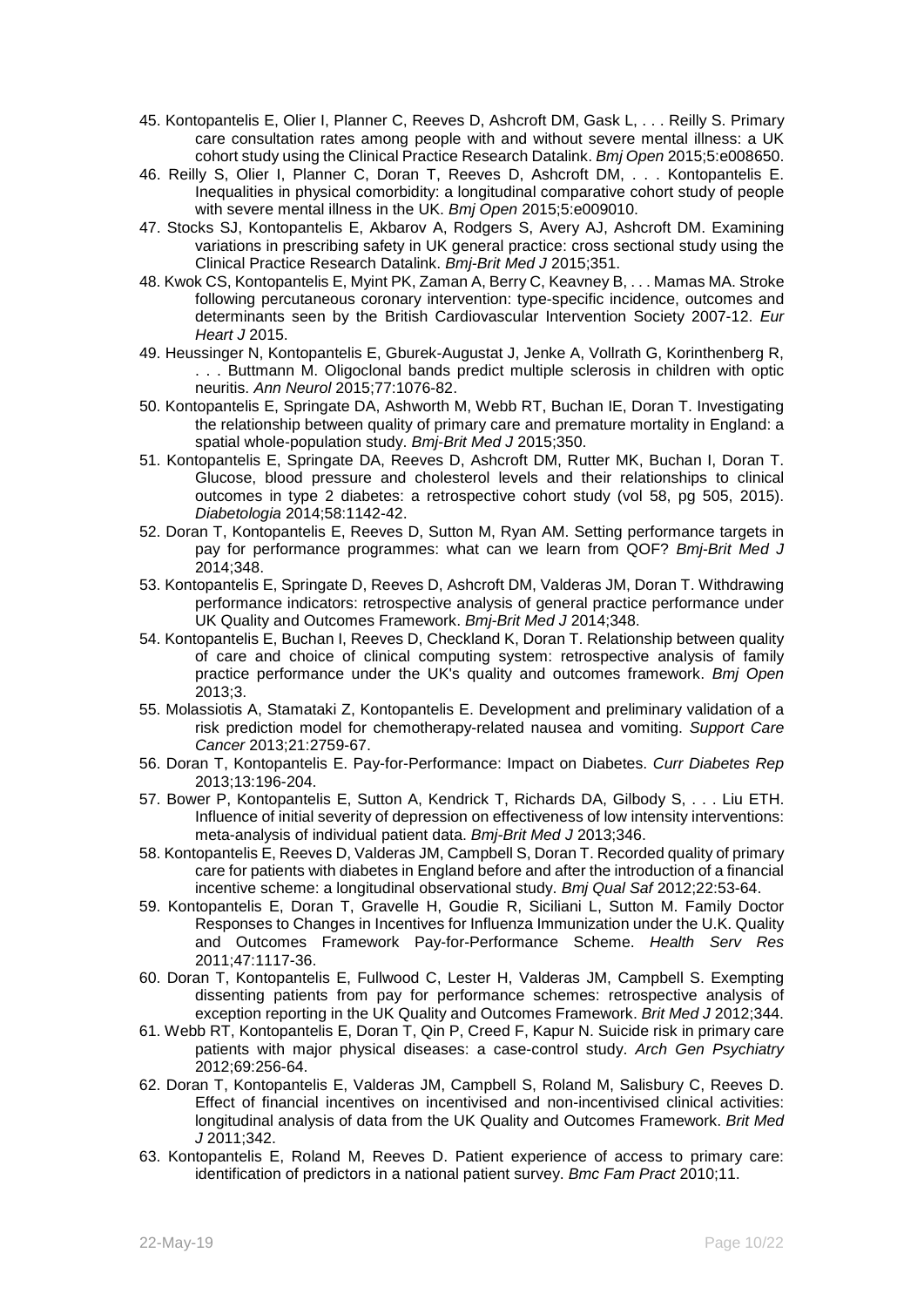45. Kontopantelis E, Olier I, Planner C, Reeves D, Ashcroft DM, Gask L, . . . Reilly S. Primary care consultation rates among people with and without severe mental illness: a UK cohort study using the Clinical Practice Research Datalink. *Bmj Open* 2015;5:e008650.
46. Reilly S, Olier I, Planner C, Doran T, Reeves D, Ashcroft DM, . . . Kontopantelis E. Inequalities in physical comorbidity: a longitudinal comparative cohort study of people with severe mental illness in the UK. *Bmj Open* 2015;5:e009010.
47. Stocks SJ, Kontopantelis E, Akbarov A, Rodgers S, Avery AJ, Ashcroft DM. Examining variations in prescribing safety in UK general practice: cross sectional study using the Clinical Practice Research Datalink. *Bmj-Brit Med J* 2015;351.
48. Kwok CS, Kontopantelis E, Myint PK, Zaman A, Berry C, Keavney B, . . . Mamas MA. Stroke following percutaneous coronary intervention: type-specific incidence, outcomes and determinants seen by the British Cardiovascular Intervention Society 2007-12. *Eur Heart J* 2015.
49. Heussinger N, Kontopantelis E, Gburek-Augustat J, Jenke A, Vollrath G, Korinthenberg R, . . . Buttmann M. Oligoclonal bands predict multiple sclerosis in children with optic neuritis. *Ann Neurol* 2015;77:1076-82.
50. Kontopantelis E, Springate DA, Ashworth M, Webb RT, Buchan IE, Doran T. Investigating the relationship between quality of primary care and premature mortality in England: a spatial whole-population study. *Bmj-Brit Med J* 2015;350.
51. Kontopantelis E, Springate DA, Reeves D, Ashcroft DM, Rutter MK, Buchan I, Doran T. Glucose, blood pressure and cholesterol levels and their relationships to clinical outcomes in type 2 diabetes: a retrospective cohort study (vol 58, pg 505, 2015). *Diabetologia* 2014;58:1142-42.
52. Doran T, Kontopantelis E, Reeves D, Sutton M, Ryan AM. Setting performance targets in pay for performance programmes: what can we learn from QOF? *Bmj-Brit Med J* 2014;348.
53. Kontopantelis E, Springate D, Reeves D, Ashcroft DM, Valderas JM, Doran T. Withdrawing performance indicators: retrospective analysis of general practice performance under UK Quality and Outcomes Framework. *Bmj-Brit Med J* 2014;348.
54. Kontopantelis E, Buchan I, Reeves D, Checkland K, Doran T. Relationship between quality of care and choice of clinical computing system: retrospective analysis of family practice performance under the UK's quality and outcomes framework. *Bmj Open* 2013;3.
55. Molassiotis A, Stamataki Z, Kontopantelis E. Development and preliminary validation of a risk prediction model for chemotherapy-related nausea and vomiting. *Support Care Cancer* 2013;21:2759-67.
56. Doran T, Kontopantelis E. Pay-for-Performance: Impact on Diabetes. *Curr Diabetes Rep* 2013;13:196-204.
57. Bower P, Kontopantelis E, Sutton A, Kendrick T, Richards DA, Gilbody S, . . . Liu ETH. Influence of initial severity of depression on effectiveness of low intensity interventions: meta-analysis of individual patient data. *Bmj-Brit Med J* 2013;346.
58. Kontopantelis E, Reeves D, Valderas JM, Campbell S, Doran T. Recorded quality of primary care for patients with diabetes in England before and after the introduction of a financial incentive scheme: a longitudinal observational study. *Bmj Qual Saf* 2012;22:53-64.
59. Kontopantelis E, Doran T, Gravelle H, Goudie R, Siciliani L, Sutton M. Family Doctor Responses to Changes in Incentives for Influenza Immunization under the U.K. Quality and Outcomes Framework Pay-for-Performance Scheme. *Health Serv Res* 2011;47:1117-36.
60. Doran T, Kontopantelis E, Fullwood C, Lester H, Valderas JM, Campbell S. Exempting dissenting patients from pay for performance schemes: retrospective analysis of exception reporting in the UK Quality and Outcomes Framework. *Brit Med J* 2012;344.
61. Webb RT, Kontopantelis E, Doran T, Qin P, Creed F, Kapur N. Suicide risk in primary care patients with major physical diseases: a case-control study. *Arch Gen Psychiatry* 2012;69:256-64.
62. Doran T, Kontopantelis E, Valderas JM, Campbell S, Roland M, Salisbury C, Reeves D. Effect of financial incentives on incentivised and non-incentivised clinical activities: longitudinal analysis of data from the UK Quality and Outcomes Framework. *Brit Med J* 2011;342.
63. Kontopantelis E, Roland M, Reeves D. Patient experience of access to primary care: identification of predictors in a national patient survey. *Bmc Fam Pract* 2010;11.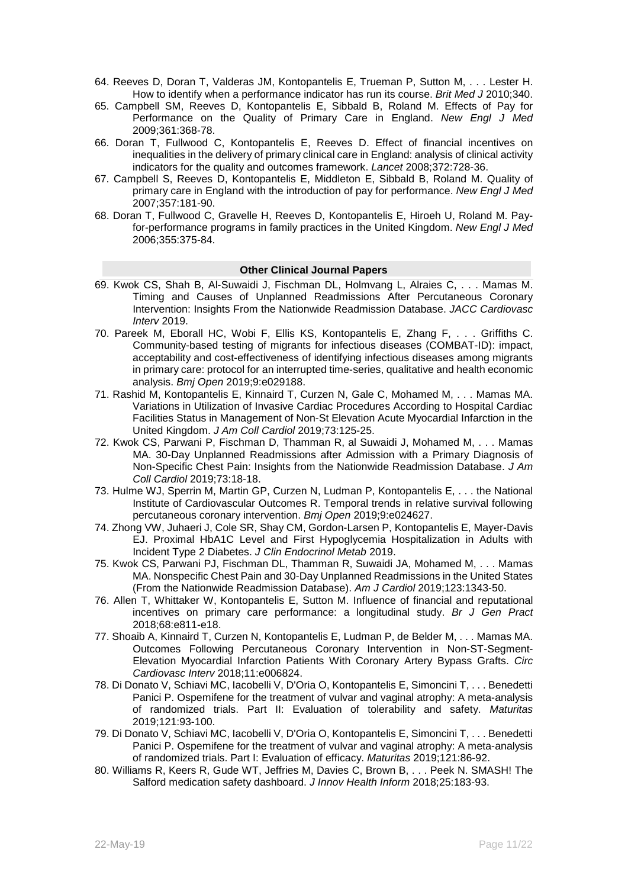64. Reeves D, Doran T, Valderas JM, Kontopantelis E, Trueman P, Sutton M, . . . Lester H. How to identify when a performance indicator has run its course. *Brit Med J* 2010;340.
65. Campbell SM, Reeves D, Kontopantelis E, Sibbald B, Roland M. Effects of Pay for Performance on the Quality of Primary Care in England. *New Engl J Med* 2009;361:368-78.
66. Doran T, Fullwood C, Kontopantelis E, Reeves D. Effect of financial incentives on inequalities in the delivery of primary clinical care in England: analysis of clinical activity indicators for the quality and outcomes framework. *Lancet* 2008;372:728-36.
67. Campbell S, Reeves D, Kontopantelis E, Middleton E, Sibbald B, Roland M. Quality of primary care in England with the introduction of pay for performance. *New Engl J Med* 2007;357:181-90.
68. Doran T, Fullwood C, Gravelle H, Reeves D, Kontopantelis E, Hiroeh U, Roland M. Pay-for-performance programs in family practices in the United Kingdom. *New Engl J Med* 2006;355:375-84.

## Other Clinical Journal Papers

69. Kwok CS, Shah B, Al-Suwaidi J, Fischman DL, Holmvang L, Alraies C, . . . Mamas M. Timing and Causes of Unplanned Readmissions After Percutaneous Coronary Intervention: Insights From the Nationwide Readmission Database. *JACC Cardiovasc Interv* 2019.
70. Pareek M, Eborall HC, Wobi F, Ellis KS, Kontopantelis E, Zhang F, . . . Griffiths C. Community-based testing of migrants for infectious diseases (COMBAT-ID): impact, acceptability and cost-effectiveness of identifying infectious diseases among migrants in primary care: protocol for an interrupted time-series, qualitative and health economic analysis. *Bmj Open* 2019;9:e029188.
71. Rashid M, Kontopantelis E, Kinnaird T, Curzen N, Gale C, Mohamed M, . . . Mamas MA. Variations in Utilization of Invasive Cardiac Procedures According to Hospital Cardiac Facilities Status in Management of Non-St Elevation Acute Myocardial Infarction in the United Kingdom. *J Am Coll Cardiol* 2019;73:125-25.
72. Kwok CS, Parwani P, Fischman D, Thamman R, al Suwaidi J, Mohamed M, . . . Mamas MA. 30-Day Unplanned Readmissions after Admission with a Primary Diagnosis of Non-Specific Chest Pain: Insights from the Nationwide Readmission Database. *J Am Coll Cardiol* 2019;73:18-18.
73. Hulme WJ, Sperrin M, Martin GP, Curzen N, Ludman P, Kontopantelis E, . . . the National Institute of Cardiovascular Outcomes R. Temporal trends in relative survival following percutaneous coronary intervention. *Bmj Open* 2019;9:e024627.
74. Zhong VW, Juhaeri J, Cole SR, Shay CM, Gordon-Larsen P, Kontopantelis E, Mayer-Davis EJ. Proximal HbA1C Level and First Hypoglycemia Hospitalization in Adults with Incident Type 2 Diabetes. *J Clin Endocrinol Metab* 2019.
75. Kwok CS, Parwani PJ, Fischman DL, Thamman R, Suwaidi JA, Mohamed M, . . . Mamas MA. Nonspecific Chest Pain and 30-Day Unplanned Readmissions in the United States (From the Nationwide Readmission Database). *Am J Cardiol* 2019;123:1343-50.
76. Allen T, Whittaker W, Kontopantelis E, Sutton M. Influence of financial and reputational incentives on primary care performance: a longitudinal study. *Br J Gen Pract* 2018;68:e811-e18.
77. Shoaib A, Kinnaird T, Curzen N, Kontopantelis E, Ludman P, de Belder M, . . . Mamas MA. Outcomes Following Percutaneous Coronary Intervention in Non-ST-Segment-Elevation Myocardial Infarction Patients With Coronary Artery Bypass Grafts. *Circ Cardiovasc Interv* 2018;11:e006824.
78. Di Donato V, Schiavi MC, Iacobelli V, D'Oria O, Kontopantelis E, Simoncini T, . . . Benedetti Panici P. Ospemifene for the treatment of vulvar and vaginal atrophy: A meta-analysis of randomized trials. Part II: Evaluation of tolerability and safety. *Maturitas* 2019;121:93-100.
79. Di Donato V, Schiavi MC, Iacobelli V, D'Oria O, Kontopantelis E, Simoncini T, . . . Benedetti Panici P. Ospemifene for the treatment of vulvar and vaginal atrophy: A meta-analysis of randomized trials. Part I: Evaluation of efficacy. *Maturitas* 2019;121:86-92.
80. Williams R, Keers R, Gude WT, Jeffries M, Davies C, Brown B, . . . Peek N. SMASH! The Salford medication safety dashboard. *J Innov Health Inform* 2018;25:183-93.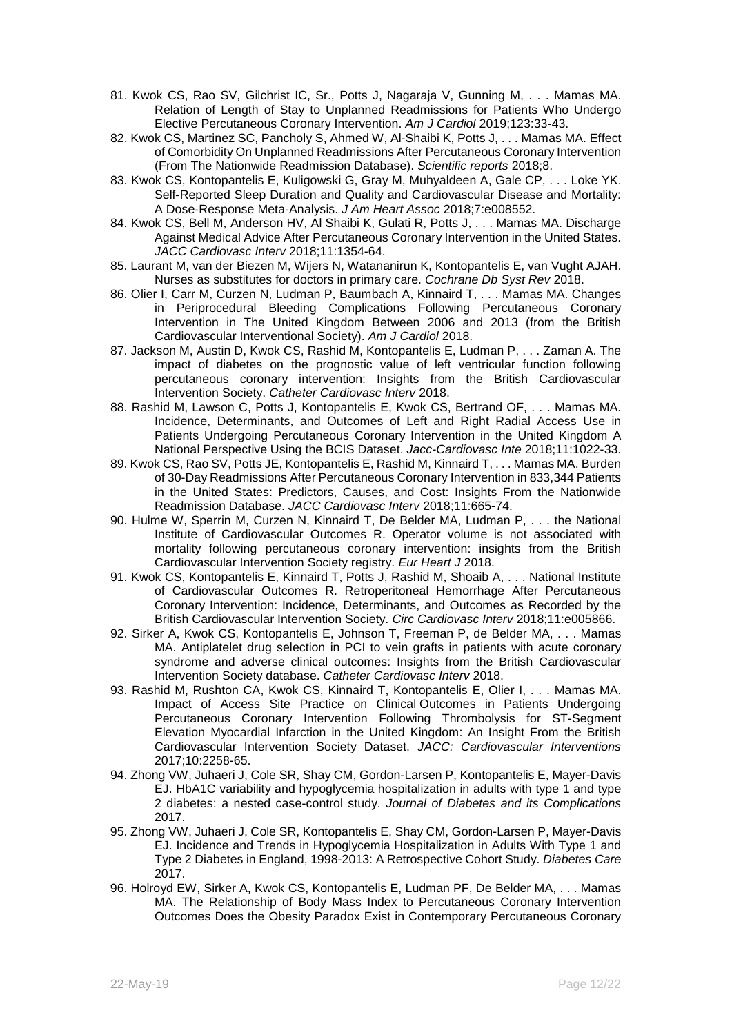81. Kwok CS, Rao SV, Gilchrist IC, Sr., Potts J, Nagaraja V, Gunning M, . . . Mamas MA. Relation of Length of Stay to Unplanned Readmissions for Patients Who Undergo Elective Percutaneous Coronary Intervention. *Am J Cardiol* 2019;123:33-43.
82. Kwok CS, Martinez SC, Pancholy S, Ahmed W, Al-Shaibi K, Potts J, . . . Mamas MA. Effect of Comorbidity On Unplanned Readmissions After Percutaneous Coronary Intervention (From The Nationwide Readmission Database). *Scientific reports* 2018;8.
83. Kwok CS, Kontopantelis E, Kuligowski G, Gray M, Muhyaldeen A, Gale CP, . . . Loke YK. Self-Reported Sleep Duration and Quality and Cardiovascular Disease and Mortality: A Dose-Response Meta-Analysis. *J Am Heart Assoc* 2018;7:e008552.
84. Kwok CS, Bell M, Anderson HV, Al Shaibi K, Gulati R, Potts J, . . . Mamas MA. Discharge Against Medical Advice After Percutaneous Coronary Intervention in the United States. *JACC Cardiovasc Interv* 2018;11:1354-64.
85. Laurant M, van der Biezen M, Wijers N, Watananirun K, Kontopantelis E, van Vught AJAH. Nurses as substitutes for doctors in primary care. *Cochrane Db Syst Rev* 2018.
86. Olier I, Carr M, Curzen N, Ludman P, Baumbach A, Kinnaird T, . . . Mamas MA. Changes in Periprocedural Bleeding Complications Following Percutaneous Coronary Intervention in The United Kingdom Between 2006 and 2013 (from the British Cardiovascular Interventional Society). *Am J Cardiol* 2018.
87. Jackson M, Austin D, Kwok CS, Rashid M, Kontopantelis E, Ludman P, . . . Zaman A. The impact of diabetes on the prognostic value of left ventricular function following percutaneous coronary intervention: Insights from the British Cardiovascular Intervention Society. *Catheter Cardiovasc Interv* 2018.
88. Rashid M, Lawson C, Potts J, Kontopantelis E, Kwok CS, Bertrand OF, . . . Mamas MA. Incidence, Determinants, and Outcomes of Left and Right Radial Access Use in Patients Undergoing Percutaneous Coronary Intervention in the United Kingdom A National Perspective Using the BCIS Dataset. *Jacc-Cardiovasc Inte* 2018;11:1022-33.
89. Kwok CS, Rao SV, Potts JE, Kontopantelis E, Rashid M, Kinnaird T, . . . Mamas MA. Burden of 30-Day Readmissions After Percutaneous Coronary Intervention in 833,344 Patients in the United States: Predictors, Causes, and Cost: Insights From the Nationwide Readmission Database. *JACC Cardiovasc Interv* 2018;11:665-74.
90. Hulme W, Sperrin M, Curzen N, Kinnaird T, De Belder MA, Ludman P, . . . the National Institute of Cardiovascular Outcomes R. Operator volume is not associated with mortality following percutaneous coronary intervention: insights from the British Cardiovascular Intervention Society registry. *Eur Heart J* 2018.
91. Kwok CS, Kontopantelis E, Kinnaird T, Potts J, Rashid M, Shoaib A, . . . National Institute of Cardiovascular Outcomes R. Retroperitoneal Hemorrhage After Percutaneous Coronary Intervention: Incidence, Determinants, and Outcomes as Recorded by the British Cardiovascular Intervention Society. *Circ Cardiovasc Interv* 2018;11:e005866.
92. Sirker A, Kwok CS, Kontopantelis E, Johnson T, Freeman P, de Belder MA, . . . Mamas MA. Antiplatelet drug selection in PCI to vein grafts in patients with acute coronary syndrome and adverse clinical outcomes: Insights from the British Cardiovascular Intervention Society database. *Catheter Cardiovasc Interv* 2018.
93. Rashid M, Rushton CA, Kwok CS, Kinnaird T, Kontopantelis E, Olier I, . . . Mamas MA. Impact of Access Site Practice on Clinical Outcomes in Patients Undergoing Percutaneous Coronary Intervention Following Thrombolysis for ST-Segment Elevation Myocardial Infarction in the United Kingdom: An Insight From the British Cardiovascular Intervention Society Dataset. *JACC: Cardiovascular Interventions* 2017;10:2258-65.
94. Zhong VW, Juhaeri J, Cole SR, Shay CM, Gordon-Larsen P, Kontopantelis E, Mayer-Davis EJ. HbA1C variability and hypoglycemia hospitalization in adults with type 1 and type 2 diabetes: a nested case-control study. *Journal of Diabetes and its Complications* 2017.
95. Zhong VW, Juhaeri J, Cole SR, Kontopantelis E, Shay CM, Gordon-Larsen P, Mayer-Davis EJ. Incidence and Trends in Hypoglycemia Hospitalization in Adults With Type 1 and Type 2 Diabetes in England, 1998-2013: A Retrospective Cohort Study. *Diabetes Care* 2017.
96. Holroyd EW, Sirker A, Kwok CS, Kontopantelis E, Ludman PF, De Belder MA, . . . Mamas MA. The Relationship of Body Mass Index to Percutaneous Coronary Intervention Outcomes Does the Obesity Paradox Exist in Contemporary Percutaneous Coronary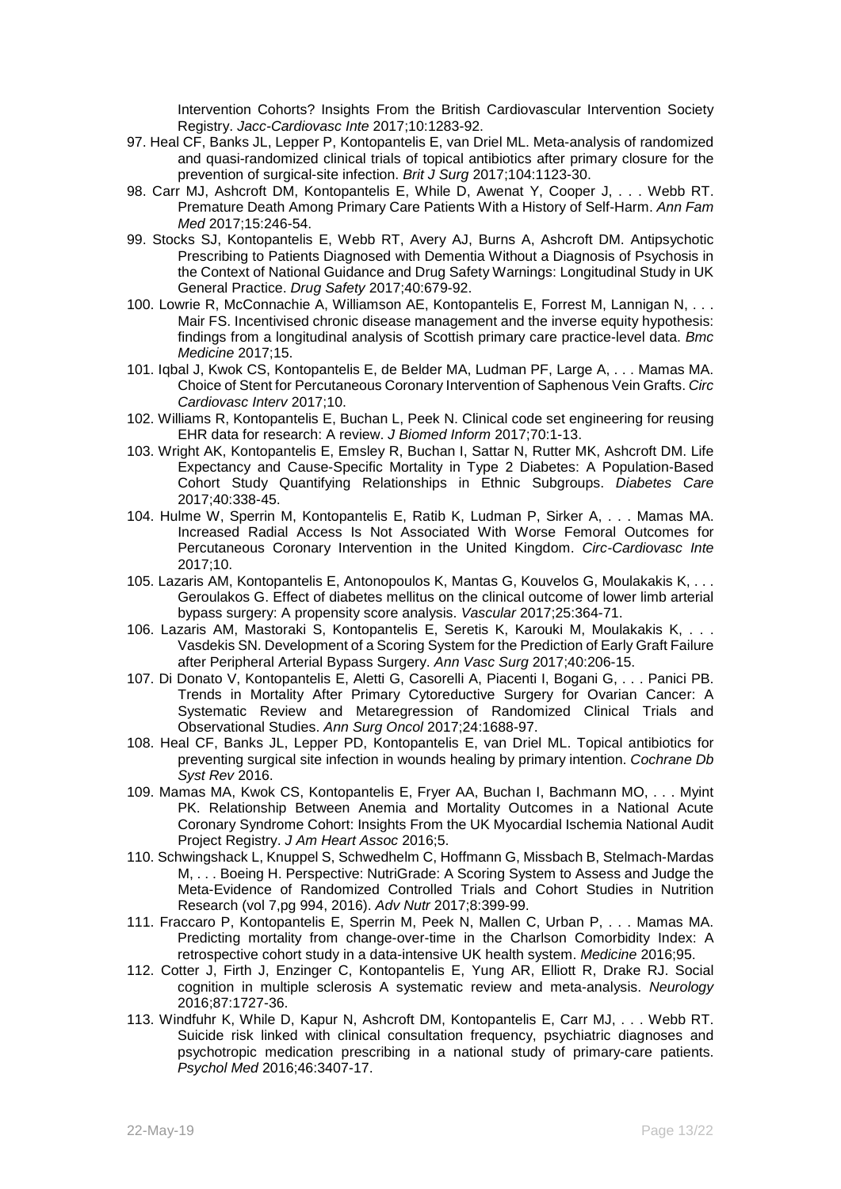Intervention Cohorts? Insights From the British Cardiovascular Intervention Society Registry. *Jacc-Cardiovasc Inte* 2017;10:1283-92.

97. Heal CF, Banks JL, Lepper P, Kontopantelis E, van Driel ML. Meta-analysis of randomized and quasi-randomized clinical trials of topical antibiotics after primary closure for the prevention of surgical-site infection. *Brit J Surg* 2017;104:1123-30.
98. Carr MJ, Ashcroft DM, Kontopantelis E, While D, Awenat Y, Cooper J, . . . Webb RT. Premature Death Among Primary Care Patients With a History of Self-Harm. *Ann Fam Med* 2017;15:246-54.
99. Stocks SJ, Kontopantelis E, Webb RT, Avery AJ, Burns A, Ashcroft DM. Antipsychotic Prescribing to Patients Diagnosed with Dementia Without a Diagnosis of Psychosis in the Context of National Guidance and Drug Safety Warnings: Longitudinal Study in UK General Practice. *Drug Safety* 2017;40:679-92.
100. Lowrie R, McConnachie A, Williamson AE, Kontopantelis E, Forrest M, Lannigan N, . . . Mair FS. Incentivised chronic disease management and the inverse equity hypothesis: findings from a longitudinal analysis of Scottish primary care practice-level data. *Bmc Medicine* 2017;15.
101. Iqbal J, Kwok CS, Kontopantelis E, de Belder MA, Ludman PF, Large A, . . . Mamas MA. Choice of Stent for Percutaneous Coronary Intervention of Saphenous Vein Grafts. *Circ Cardiovasc Interv* 2017;10.
102. Williams R, Kontopantelis E, Buchan L, Peek N. Clinical code set engineering for reusing EHR data for research: A review. *J Biomed Inform* 2017;70:1-13.
103. Wright AK, Kontopantelis E, Emsley R, Buchan I, Sattar N, Rutter MK, Ashcroft DM. Life Expectancy and Cause-Specific Mortality in Type 2 Diabetes: A Population-Based Cohort Study Quantifying Relationships in Ethnic Subgroups. *Diabetes Care* 2017;40:338-45.
104. Hulme W, Sperrin M, Kontopantelis E, Ratib K, Ludman P, Sirker A, . . . Mamas MA. Increased Radial Access Is Not Associated With Worse Femoral Outcomes for Percutaneous Coronary Intervention in the United Kingdom. *Circ-Cardiovasc Inte* 2017;10.
105. Lazaris AM, Kontopantelis E, Antonopoulos K, Mantas G, Kouvelos G, Moulakakis K, . . . Geroulakos G. Effect of diabetes mellitus on the clinical outcome of lower limb arterial bypass surgery: A propensity score analysis. *Vascular* 2017;25:364-71.
106. Lazaris AM, Mastoraki S, Kontopantelis E, Seretis K, Karouki M, Moulakakis K, . . . Vasdekis SN. Development of a Scoring System for the Prediction of Early Graft Failure after Peripheral Arterial Bypass Surgery. *Ann Vasc Surg* 2017;40:206-15.
107. Di Donato V, Kontopantelis E, Aletti G, Casorelli A, Piacenti I, Bogani G, . . . Panici PB. Trends in Mortality After Primary Cytoreductive Surgery for Ovarian Cancer: A Systematic Review and Metaregression of Randomized Clinical Trials and Observational Studies. *Ann Surg Oncol* 2017;24:1688-97.
108. Heal CF, Banks JL, Lepper PD, Kontopantelis E, van Driel ML. Topical antibiotics for preventing surgical site infection in wounds healing by primary intention. *Cochrane Db Syst Rev* 2016.
109. Mamas MA, Kwok CS, Kontopantelis E, Fryer AA, Buchan I, Bachmann MO, . . . Myint PK. Relationship Between Anemia and Mortality Outcomes in a National Acute Coronary Syndrome Cohort: Insights From the UK Myocardial Ischemia National Audit Project Registry. *J Am Heart Assoc* 2016;5.
110. Schwingshack L, Knuppel S, Schwedhelm C, Hoffmann G, Missbach B, Stelmach-Mardas M, . . . Boeing H. Perspective: NutriGrade: A Scoring System to Assess and Judge the Meta-Evidence of Randomized Controlled Trials and Cohort Studies in Nutrition Research (vol 7,pg 994, 2016). *Adv Nutr* 2017;8:399-99.
111. Fraccaro P, Kontopantelis E, Sperrin M, Peek N, Mallen C, Urban P, . . . Mamas MA. Predicting mortality from change-over-time in the Charlson Comorbidity Index: A retrospective cohort study in a data-intensive UK health system. *Medicine* 2016;95.
112. Cotter J, Firth J, Enzinger C, Kontopantelis E, Yung AR, Elliott R, Drake RJ. Social cognition in multiple sclerosis A systematic review and meta-analysis. *Neurology* 2016;87:1727-36.
113. Windfuhr K, While D, Kapur N, Ashcroft DM, Kontopantelis E, Carr MJ, . . . Webb RT. Suicide risk linked with clinical consultation frequency, psychiatric diagnoses and psychotropic medication prescribing in a national study of primary-care patients. *Psychol Med* 2016;46:3407-17.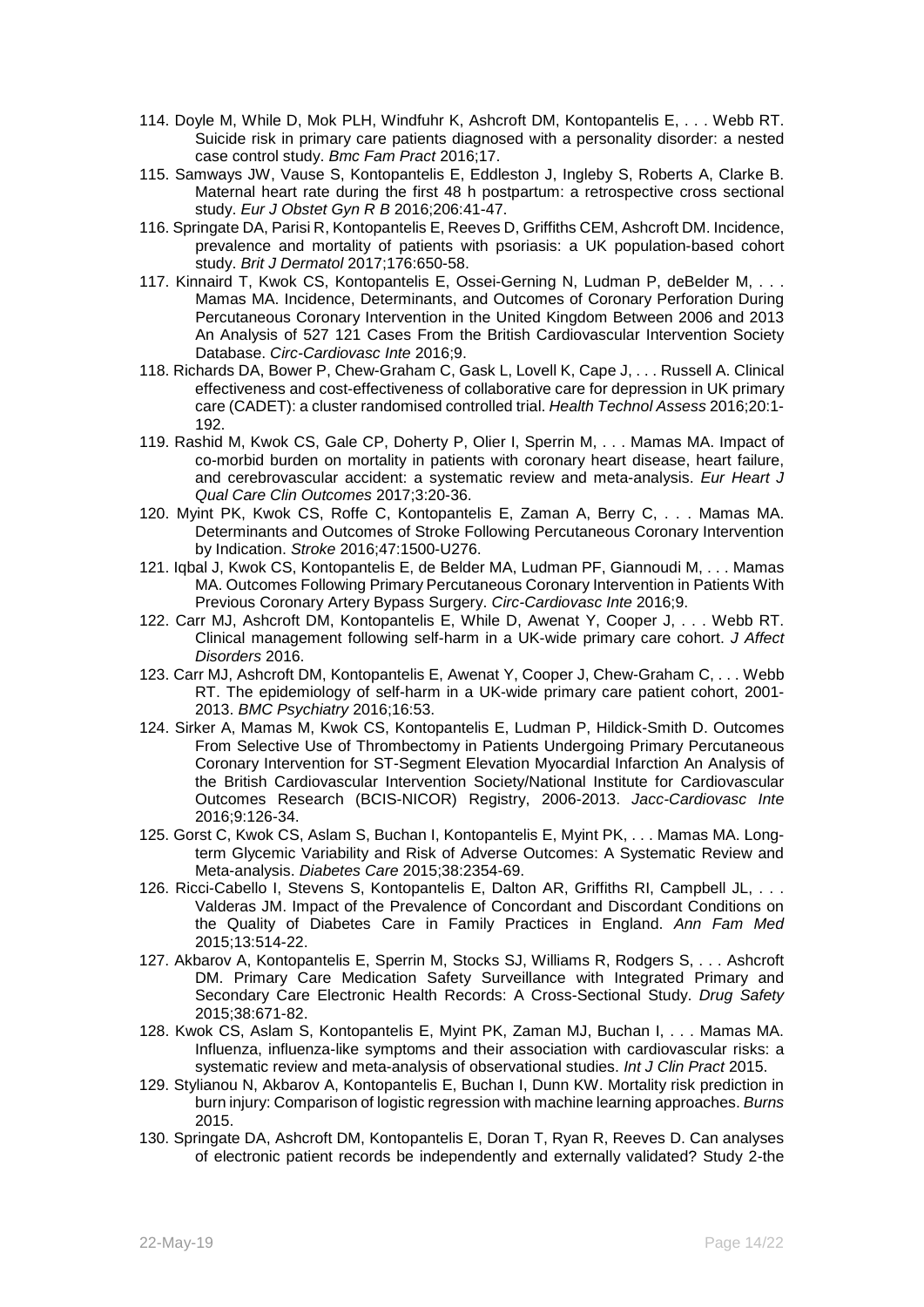114. Doyle M, While D, Mok PLH, Windfuhr K, Ashcroft DM, Kontopantelis E, . . . Webb RT. Suicide risk in primary care patients diagnosed with a personality disorder: a nested case control study. *Bmc Fam Pract* 2016;17.

115. Samways JW, Vause S, Kontopantelis E, Eddleston J, Ingleby S, Roberts A, Clarke B. Maternal heart rate during the first 48 h postpartum: a retrospective cross sectional study. *Eur J Obstet Gyn R B* 2016;206:41-47.

116. Springate DA, Parisi R, Kontopantelis E, Reeves D, Griffiths CEM, Ashcroft DM. Incidence, prevalence and mortality of patients with psoriasis: a UK population-based cohort study. *Brit J Dermatol* 2017;176:650-58.

117. Kinnaird T, Kwok CS, Kontopantelis E, Ossei-Gerning N, Ludman P, deBelder M, . . . Mamas MA. Incidence, Determinants, and Outcomes of Coronary Perforation During Percutaneous Coronary Intervention in the United Kingdom Between 2006 and 2013 An Analysis of 527 121 Cases From the British Cardiovascular Intervention Society Database. *Circ-Cardiovasc Inte* 2016;9.

118. Richards DA, Bower P, Chew-Graham C, Gask L, Lovell K, Cape J, . . . Russell A. Clinical effectiveness and cost-effectiveness of collaborative care for depression in UK primary care (CADET): a cluster randomised controlled trial. *Health Technol Assess* 2016;20:1-192.

119. Rashid M, Kwok CS, Gale CP, Doherty P, Olier I, Sperrin M, . . . Mamas MA. Impact of co-morbid burden on mortality in patients with coronary heart disease, heart failure, and cerebrovascular accident: a systematic review and meta-analysis. *Eur Heart J Qual Care Clin Outcomes* 2017;3:20-36.

120. Myint PK, Kwok CS, Roffe C, Kontopantelis E, Zaman A, Berry C, . . . Mamas MA. Determinants and Outcomes of Stroke Following Percutaneous Coronary Intervention by Indication. *Stroke* 2016;47:1500-U276.

121. Iqbal J, Kwok CS, Kontopantelis E, de Belder MA, Ludman PF, Giannoudi M, . . . Mamas MA. Outcomes Following Primary Percutaneous Coronary Intervention in Patients With Previous Coronary Artery Bypass Surgery. *Circ-Cardiovasc Inte* 2016;9.

122. Carr MJ, Ashcroft DM, Kontopantelis E, While D, Awenat Y, Cooper J, . . . Webb RT. Clinical management following self-harm in a UK-wide primary care cohort. *J Affect Disorders* 2016.

123. Carr MJ, Ashcroft DM, Kontopantelis E, Awenat Y, Cooper J, Chew-Graham C, . . . Webb RT. The epidemiology of self-harm in a UK-wide primary care patient cohort, 2001-2013. *BMC Psychiatry* 2016;16:53.

124. Sirker A, Mamas M, Kwok CS, Kontopantelis E, Ludman P, Hildick-Smith D. Outcomes From Selective Use of Thrombectomy in Patients Undergoing Primary Percutaneous Coronary Intervention for ST-Segment Elevation Myocardial Infarction An Analysis of the British Cardiovascular Intervention Society/National Institute for Cardiovascular Outcomes Research (BCIS-NICOR) Registry, 2006-2013. *Jacc-Cardiovasc Inte* 2016;9:126-34.

125. Gorst C, Kwok CS, Aslam S, Buchan I, Kontopantelis E, Myint PK, . . . Mamas MA. Long-term Glycemic Variability and Risk of Adverse Outcomes: A Systematic Review and Meta-analysis. *Diabetes Care* 2015;38:2354-69.

126. Ricci-Cabello I, Stevens S, Kontopantelis E, Dalton AR, Griffiths RI, Campbell JL, . . . Valderas JM. Impact of the Prevalence of Concordant and Discordant Conditions on the Quality of Diabetes Care in Family Practices in England. *Ann Fam Med* 2015;13:514-22.

127. Akbarov A, Kontopantelis E, Sperrin M, Stocks SJ, Williams R, Rodgers S, . . . Ashcroft DM. Primary Care Medication Safety Surveillance with Integrated Primary and Secondary Care Electronic Health Records: A Cross-Sectional Study. *Drug Safety* 2015;38:671-82.

128. Kwok CS, Aslam S, Kontopantelis E, Myint PK, Zaman MJ, Buchan I, . . . Mamas MA. Influenza, influenza-like symptoms and their association with cardiovascular risks: a systematic review and meta-analysis of observational studies. *Int J Clin Pract* 2015.

129. Stylianou N, Akbarov A, Kontopantelis E, Buchan I, Dunn KW. Mortality risk prediction in burn injury: Comparison of logistic regression with machine learning approaches. *Burns* 2015.

130. Springate DA, Ashcroft DM, Kontopantelis E, Doran T, Ryan R, Reeves D. Can analyses of electronic patient records be independently and externally validated? Study 2-the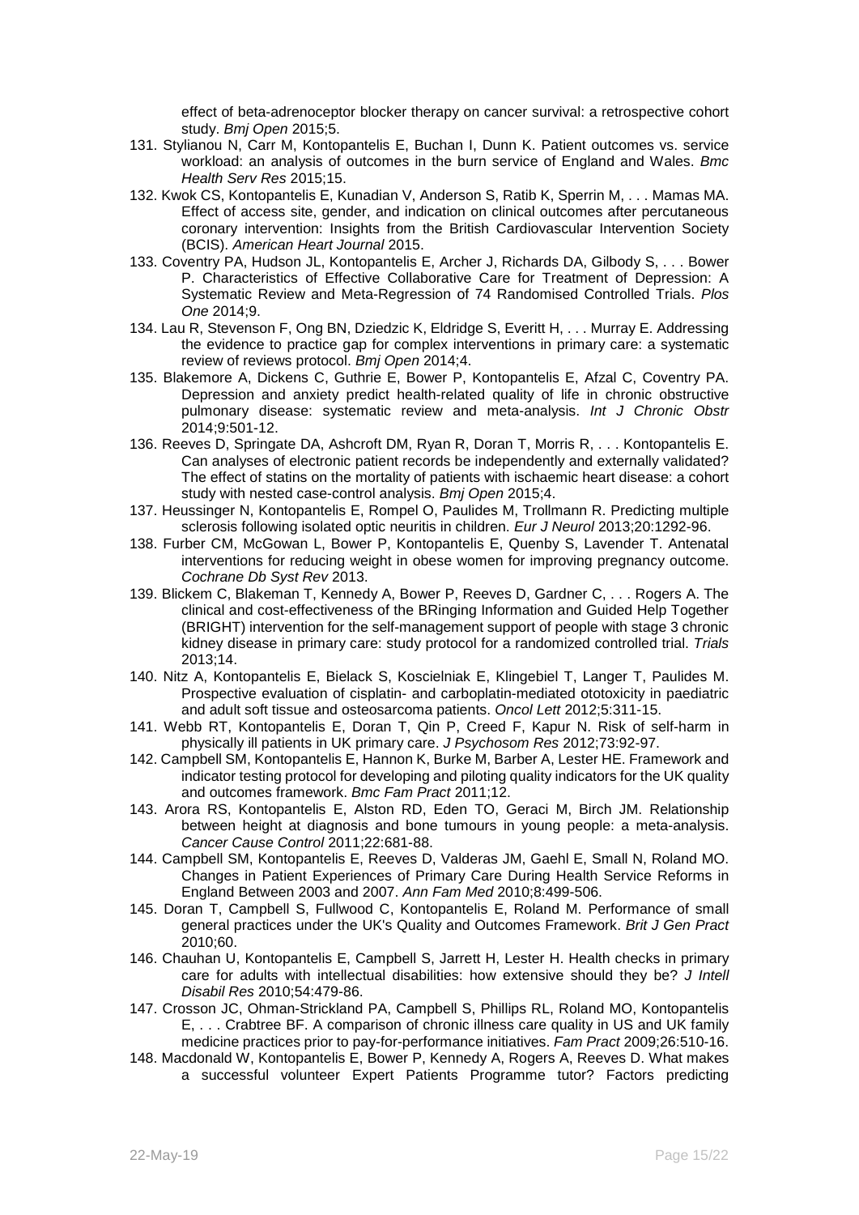effect of beta-adrenoceptor blocker therapy on cancer survival: a retrospective cohort study. *Bmj Open* 2015;5.

131. Stylianou N, Carr M, Kontopantelis E, Buchan I, Dunn K. Patient outcomes vs. service workload: an analysis of outcomes in the burn service of England and Wales. *Bmc Health Serv Res* 2015;15.
132. Kwok CS, Kontopantelis E, Kunadian V, Anderson S, Ratib K, Sperrin M, . . . Mamas MA. Effect of access site, gender, and indication on clinical outcomes after percutaneous coronary intervention: Insights from the British Cardiovascular Intervention Society (BCIS). *American Heart Journal* 2015.
133. Coventry PA, Hudson JL, Kontopantelis E, Archer J, Richards DA, Gilbody S, . . . Bower P. Characteristics of Effective Collaborative Care for Treatment of Depression: A Systematic Review and Meta-Regression of 74 Randomised Controlled Trials. *Plos One* 2014;9.
134. Lau R, Stevenson F, Ong BN, Dziedzic K, Eldridge S, Everitt H, . . . Murray E. Addressing the evidence to practice gap for complex interventions in primary care: a systematic review of reviews protocol. *Bmj Open* 2014;4.
135. Blakemore A, Dickens C, Guthrie E, Bower P, Kontopantelis E, Afzal C, Coventry PA. Depression and anxiety predict health-related quality of life in chronic obstructive pulmonary disease: systematic review and meta-analysis. *Int J Chronic Obstr* 2014;9:501-12.
136. Reeves D, Springate DA, Ashcroft DM, Ryan R, Doran T, Morris R, . . . Kontopantelis E. Can analyses of electronic patient records be independently and externally validated? The effect of statins on the mortality of patients with ischaemic heart disease: a cohort study with nested case-control analysis. *Bmj Open* 2015;4.
137. Heussinger N, Kontopantelis E, Rompel O, Paulides M, Trollmann R. Predicting multiple sclerosis following isolated optic neuritis in children. *Eur J Neurol* 2013;20:1292-96.
138. Furber CM, McGowan L, Bower P, Kontopantelis E, Quenby S, Lavender T. Antenatal interventions for reducing weight in obese women for improving pregnancy outcome. *Cochrane Db Syst Rev* 2013.
139. Blickem C, Blakeman T, Kennedy A, Bower P, Reeves D, Gardner C, . . . Rogers A. The clinical and cost-effectiveness of the BRinging Information and Guided Help Together (BRIGHT) intervention for the self-management support of people with stage 3 chronic kidney disease in primary care: study protocol for a randomized controlled trial. *Trials* 2013;14.
140. Nitz A, Kontopantelis E, Bielack S, Koscielniak E, Klingebiel T, Langer T, Paulides M. Prospective evaluation of cisplatin- and carboplatin-mediated ototoxicity in paediatric and adult soft tissue and osteosarcoma patients. *Oncol Lett* 2012;5:311-15.
141. Webb RT, Kontopantelis E, Doran T, Qin P, Creed F, Kapur N. Risk of self-harm in physically ill patients in UK primary care. *J Psychosom Res* 2012;73:92-97.
142. Campbell SM, Kontopantelis E, Hannon K, Burke M, Barber A, Lester HE. Framework and indicator testing protocol for developing and piloting quality indicators for the UK quality and outcomes framework. *Bmc Fam Pract* 2011;12.
143. Arora RS, Kontopantelis E, Alston RD, Eden TO, Geraci M, Birch JM. Relationship between height at diagnosis and bone tumours in young people: a meta-analysis. *Cancer Cause Control* 2011;22:681-88.
144. Campbell SM, Kontopantelis E, Reeves D, Valderas JM, Gaehl E, Small N, Roland MO. Changes in Patient Experiences of Primary Care During Health Service Reforms in England Between 2003 and 2007. *Ann Fam Med* 2010;8:499-506.
145. Doran T, Campbell S, Fullwood C, Kontopantelis E, Roland M. Performance of small general practices under the UK's Quality and Outcomes Framework. *Brit J Gen Pract* 2010;60.
146. Chauhan U, Kontopantelis E, Campbell S, Jarrett H, Lester H. Health checks in primary care for adults with intellectual disabilities: how extensive should they be? *J Intell Disabil Res* 2010;54:479-86.
147. Crosson JC, Ohman-Strickland PA, Campbell S, Phillips RL, Roland MO, Kontopantelis E, . . . Crabtree BF. A comparison of chronic illness care quality in US and UK family medicine practices prior to pay-for-performance initiatives. *Fam Pract* 2009;26:510-16.
148. Macdonald W, Kontopantelis E, Bower P, Kennedy A, Rogers A, Reeves D. What makes a successful volunteer Expert Patients Programme tutor? Factors predicting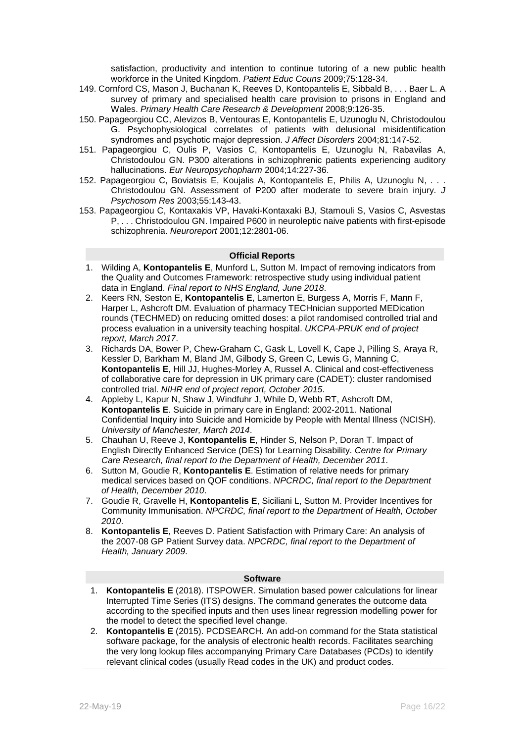satisfaction, productivity and intention to continue tutoring of a new public health workforce in the United Kingdom. *Patient Educ Couns* 2009;75:128-34.

149. Cornford CS, Mason J, Buchanan K, Reeves D, Kontopantelis E, Sibbald B, . . . Baer L. A survey of primary and specialised health care provision to prisons in England and Wales. *Primary Health Care Research & Development* 2008;9:126-35.
150. Papageorgiou CC, Alevizos B, Ventouras E, Kontopantelis E, Uzunoglu N, Christodoulou G. Psychophysiological correlates of patients with delusional misidentification syndromes and psychotic major depression. *J Affect Disorders* 2004;81:147-52.
151. Papageorgiou C, Oulis P, Vasios C, Kontopantelis E, Uzunoglu N, Rabavilas A, Christodoulou GN. P300 alterations in schizophrenic patients experiencing auditory hallucinations. *Eur Neuropsychopharm* 2004;14:227-36.
152. Papageorgiou C, Boviatsis E, Koujalis A, Kontopantelis E, Philis A, Uzunoglu N, . . . Christodoulou GN. Assessment of P200 after moderate to severe brain injury. *J Psychosom Res* 2003;55:143-43.
153. Papageorgiou C, Kontaxakis VP, Havaki-Kontaxaki BJ, Stamouli S, Vasios C, Asvestas P, . . . Christodoulou GN. Impaired P600 in neuroleptic naive patients with first-episode schizophrenia. *Neuroreport* 2001;12:2801-06.

## Official Reports

1. Wilding A, **Kontopantelis E**, Munford L, Sutton M. Impact of removing indicators from the Quality and Outcomes Framework: retrospective study using individual patient data in England. *Final report to NHS England, June 2018*.
2. Keers RN, Seston E, **Kontopantelis E**, Lamerton E, Burgess A, Morris F, Mann F, Harper L, Ashcroft DM. Evaluation of pharmacy TECHnician supported MEDication rounds (TECHMED) on reducing omitted doses: a pilot randomised controlled trial and process evaluation in a university teaching hospital. *UKCPA-PRUK end of project report, March 2017*.
3. Richards DA, Bower P, Chew-Graham C, Gask L, Lovell K, Cape J, Pilling S, Araya R, Kessler D, Barkham M, Bland JM, Gilbody S, Green C, Lewis G, Manning C, **Kontopantelis E**, Hill JJ, Hughes-Morley A, Russel A. Clinical and cost-effectiveness of collaborative care for depression in UK primary care (CADET): cluster randomised controlled trial. *NIHR end of project report, October 2015*.
4. Appleby L, Kapur N, Shaw J, Windfuhr J, While D, Webb RT, Ashcroft DM, **Kontopantelis E**. Suicide in primary care in England: 2002-2011. National Confidential Inquiry into Suicide and Homicide by People with Mental Illness (NCISH). *University of Manchester, March 2014*.
5. Chauhan U, Reeve J, **Kontopantelis E**, Hinder S, Nelson P, Doran T. Impact of English Directly Enhanced Service (DES) for Learning Disability. *Centre for Primary Care Research, final report to the Department of Health, December 2011*.
6. Sutton M, Goudie R, **Kontopantelis E**. Estimation of relative needs for primary medical services based on QOF conditions. *NPCRDC, final report to the Department of Health, December 2010*.
7. Goudie R, Gravelle H, **Kontopantelis E**, Siciliani L, Sutton M. Provider Incentives for Community Immunisation. *NPCRDC, final report to the Department of Health, October 2010*.
8. **Kontopantelis E**, Reeves D. Patient Satisfaction with Primary Care: An analysis of the 2007-08 GP Patient Survey data. *NPCRDC, final report to the Department of Health, January 2009*.

## Software

1. **Kontopantelis E** (2018). ITSPOWER. Simulation based power calculations for linear Interrupted Time Series (ITS) designs. The command generates the outcome data according to the specified inputs and then uses linear regression modelling power for the model to detect the specified level change.
2. **Kontopantelis E** (2015). PCDSEARCH. An add-on command for the Stata statistical software package, for the analysis of electronic health records. Facilitates searching the very long lookup files accompanying Primary Care Databases (PCDs) to identify relevant clinical codes (usually Read codes in the UK) and product codes.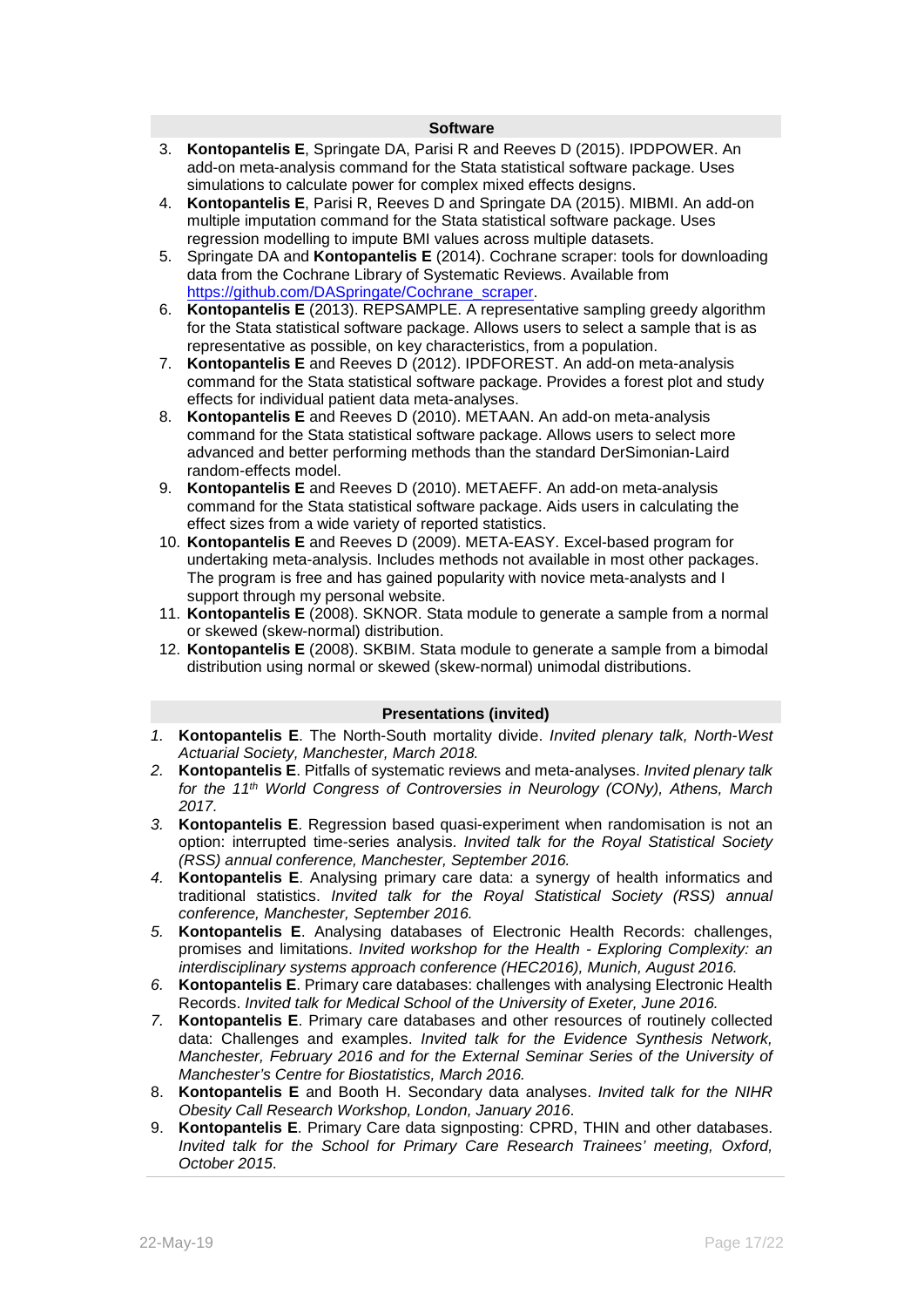## Software

3. **Kontopantelis E**, Springate DA, Parisi R and Reeves D (2015). IPDPOWER. An add-on meta-analysis command for the Stata statistical software package. Uses simulations to calculate power for complex mixed effects designs.
4. **Kontopantelis E**, Parisi R, Reeves D and Springate DA (2015). MIBMI. An add-on multiple imputation command for the Stata statistical software package. Uses regression modelling to impute BMI values across multiple datasets.
5. Springate DA and **Kontopantelis E** (2014). Cochrane scraper: tools for downloading data from the Cochrane Library of Systematic Reviews. Available from https://github.com/DASpringate/Cochrane_scraper.
6. **Kontopantelis E** (2013). REPSAMPLE. A representative sampling greedy algorithm for the Stata statistical software package. Allows users to select a sample that is as representative as possible, on key characteristics, from a population.
7. **Kontopantelis E** and Reeves D (2012). IPDFOREST. An add-on meta-analysis command for the Stata statistical software package. Provides a forest plot and study effects for individual patient data meta-analyses.
8. **Kontopantelis E** and Reeves D (2010). METAAN. An add-on meta-analysis command for the Stata statistical software package. Allows users to select more advanced and better performing methods than the standard DerSimonian-Laird random-effects model.
9. **Kontopantelis E** and Reeves D (2010). METAEFF. An add-on meta-analysis command for the Stata statistical software package. Aids users in calculating the effect sizes from a wide variety of reported statistics.
10. **Kontopantelis E** and Reeves D (2009). META-EASY. Excel-based program for undertaking meta-analysis. Includes methods not available in most other packages. The program is free and has gained popularity with novice meta-analysts and I support through my personal website.
11. **Kontopantelis E** (2008). SKNOR. Stata module to generate a sample from a normal or skewed (skew-normal) distribution.
12. **Kontopantelis E** (2008). SKBIM. Stata module to generate a sample from a bimodal distribution using normal or skewed (skew-normal) unimodal distributions.

## Presentations (invited)

1. **Kontopantelis E**. The North-South mortality divide. *Invited plenary talk, North-West Actuarial Society, Manchester, March 2018.*
2. **Kontopantelis E**. Pitfalls of systematic reviews and meta-analyses. *Invited plenary talk for the 11th World Congress of Controversies in Neurology (CONy), Athens, March 2017.*
3. **Kontopantelis E**. Regression based quasi-experiment when randomisation is not an option: interrupted time-series analysis. *Invited talk for the Royal Statistical Society (RSS) annual conference, Manchester, September 2016.*
4. **Kontopantelis E**. Analysing primary care data: a synergy of health informatics and traditional statistics. *Invited talk for the Royal Statistical Society (RSS) annual conference, Manchester, September 2016.*
5. **Kontopantelis E**. Analysing databases of Electronic Health Records: challenges, promises and limitations. *Invited workshop for the Health - Exploring Complexity: an interdisciplinary systems approach conference (HEC2016), Munich, August 2016.*
6. **Kontopantelis E**. Primary care databases: challenges with analysing Electronic Health Records. *Invited talk for Medical School of the University of Exeter, June 2016.*
7. **Kontopantelis E**. Primary care databases and other resources of routinely collected data: Challenges and examples. *Invited talk for the Evidence Synthesis Network, Manchester, February 2016 and for the External Seminar Series of the University of Manchester's Centre for Biostatistics, March 2016.*
8. **Kontopantelis E** and Booth H. Secondary data analyses. *Invited talk for the NIHR Obesity Call Research Workshop, London, January 2016*.
9. **Kontopantelis E**. Primary Care data signposting: CPRD, THIN and other databases. *Invited talk for the School for Primary Care Research Trainees' meeting, Oxford, October 2015*.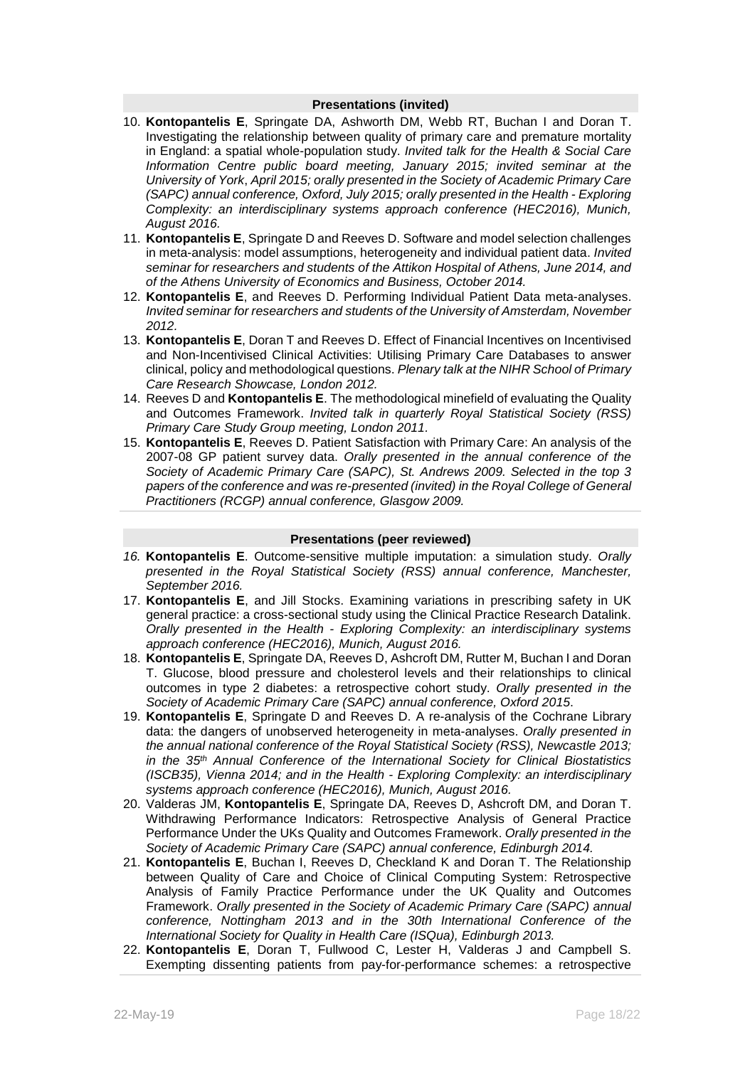### Presentations (invited)

10. **Kontopantelis E**, Springate DA, Ashworth DM, Webb RT, Buchan I and Doran T. Investigating the relationship between quality of primary care and premature mortality in England: a spatial whole-population study. *Invited talk for the Health & Social Care Information Centre public board meeting, January 2015; invited seminar at the University of York, April 2015; orally presented in the Society of Academic Primary Care (SAPC) annual conference, Oxford, July 2015; orally presented in the Health - Exploring Complexity: an interdisciplinary systems approach conference (HEC2016), Munich, August 2016.*
11. **Kontopantelis E**, Springate D and Reeves D. Software and model selection challenges in meta-analysis: model assumptions, heterogeneity and individual patient data. *Invited seminar for researchers and students of the Attikon Hospital of Athens, June 2014, and of the Athens University of Economics and Business, October 2014.*
12. **Kontopantelis E**, and Reeves D. Performing Individual Patient Data meta-analyses. *Invited seminar for researchers and students of the University of Amsterdam, November 2012.*
13. **Kontopantelis E**, Doran T and Reeves D. Effect of Financial Incentives on Incentivised and Non-Incentivised Clinical Activities: Utilising Primary Care Databases to answer clinical, policy and methodological questions. *Plenary talk at the NIHR School of Primary Care Research Showcase, London 2012.*
14. Reeves D and **Kontopantelis E**. The methodological minefield of evaluating the Quality and Outcomes Framework. *Invited talk in quarterly Royal Statistical Society (RSS) Primary Care Study Group meeting, London 2011.*
15. **Kontopantelis E**, Reeves D. Patient Satisfaction with Primary Care: An analysis of the 2007-08 GP patient survey data. *Orally presented in the annual conference of the Society of Academic Primary Care (SAPC), St. Andrews 2009. Selected in the top 3 papers of the conference and was re-presented (invited) in the Royal College of General Practitioners (RCGP) annual conference, Glasgow 2009.*

### Presentations (peer reviewed)

16. **Kontopantelis E**. Outcome-sensitive multiple imputation: a simulation study. *Orally presented in the Royal Statistical Society (RSS) annual conference, Manchester, September 2016.*
17. **Kontopantelis E**, and Jill Stocks. Examining variations in prescribing safety in UK general practice: a cross-sectional study using the Clinical Practice Research Datalink. *Orally presented in the Health - Exploring Complexity: an interdisciplinary systems approach conference (HEC2016), Munich, August 2016.*
18. **Kontopantelis E**, Springate DA, Reeves D, Ashcroft DM, Rutter M, Buchan I and Doran T. Glucose, blood pressure and cholesterol levels and their relationships to clinical outcomes in type 2 diabetes: a retrospective cohort study. *Orally presented in the Society of Academic Primary Care (SAPC) annual conference, Oxford 2015.*
19. **Kontopantelis E**, Springate D and Reeves D. A re-analysis of the Cochrane Library data: the dangers of unobserved heterogeneity in meta-analyses. *Orally presented in the annual national conference of the Royal Statistical Society (RSS), Newcastle 2013; in the 35th Annual Conference of the International Society for Clinical Biostatistics (ISCB35), Vienna 2014; and in the Health - Exploring Complexity: an interdisciplinary systems approach conference (HEC2016), Munich, August 2016.*
20. Valderas JM, **Kontopantelis E**, Springate DA, Reeves D, Ashcroft DM, and Doran T. Withdrawing Performance Indicators: Retrospective Analysis of General Practice Performance Under the UKs Quality and Outcomes Framework. *Orally presented in the Society of Academic Primary Care (SAPC) annual conference, Edinburgh 2014.*
21. **Kontopantelis E**, Buchan I, Reeves D, Checkland K and Doran T. The Relationship between Quality of Care and Choice of Clinical Computing System: Retrospective Analysis of Family Practice Performance under the UK Quality and Outcomes Framework. *Orally presented in the Society of Academic Primary Care (SAPC) annual conference, Nottingham 2013 and in the 30th International Conference of the International Society for Quality in Health Care (ISQua), Edinburgh 2013.*
22. **Kontopantelis E**, Doran T, Fullwood C, Lester H, Valderas J and Campbell S. Exempting dissenting patients from pay-for-performance schemes: a retrospective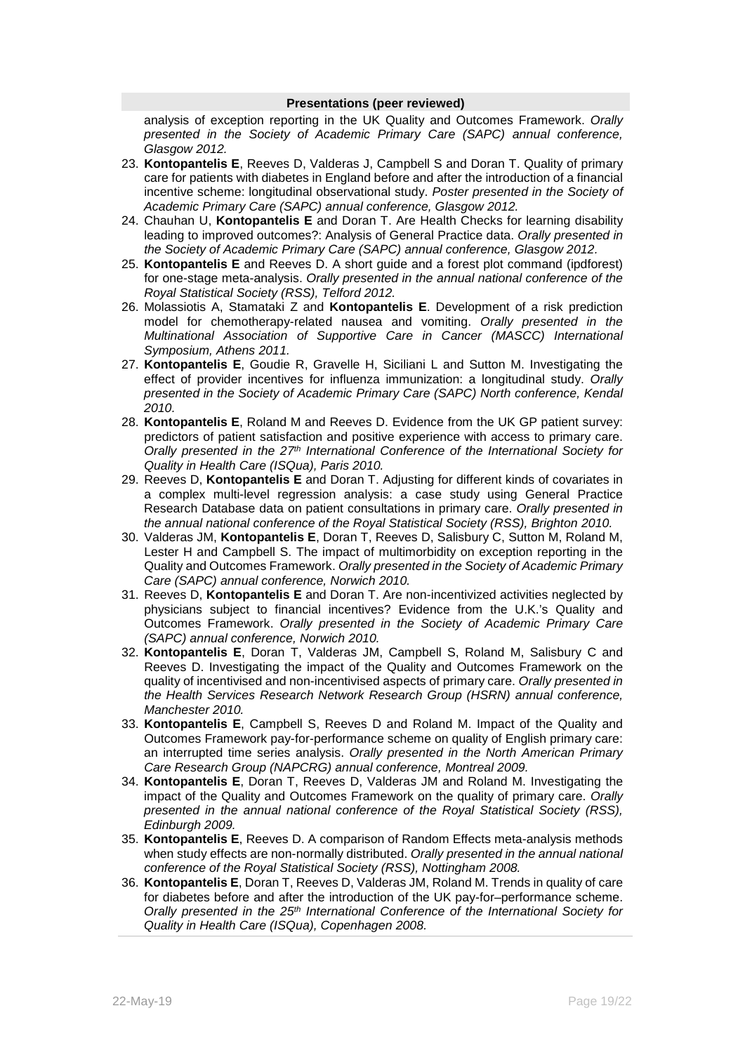## Presentations (peer reviewed)

analysis of exception reporting in the UK Quality and Outcomes Framework. *Orally presented in the Society of Academic Primary Care (SAPC) annual conference, Glasgow 2012.*

23. **Kontopantelis E**, Reeves D, Valderas J, Campbell S and Doran T. Quality of primary care for patients with diabetes in England before and after the introduction of a financial incentive scheme: longitudinal observational study. *Poster presented in the Society of Academic Primary Care (SAPC) annual conference, Glasgow 2012.*
24. Chauhan U, **Kontopantelis E** and Doran T. Are Health Checks for learning disability leading to improved outcomes?: Analysis of General Practice data. *Orally presented in the Society of Academic Primary Care (SAPC) annual conference, Glasgow 2012.*
25. **Kontopantelis E** and Reeves D. A short guide and a forest plot command (ipdforest) for one-stage meta-analysis. *Orally presented in the annual national conference of the Royal Statistical Society (RSS), Telford 2012.*
26. Molassiotis A, Stamataki Z and **Kontopantelis E**. Development of a risk prediction model for chemotherapy-related nausea and vomiting. *Orally presented in the Multinational Association of Supportive Care in Cancer (MASCC) International Symposium, Athens 2011.*
27. **Kontopantelis E**, Goudie R, Gravelle H, Siciliani L and Sutton M. Investigating the effect of provider incentives for influenza immunization: a longitudinal study. *Orally presented in the Society of Academic Primary Care (SAPC) North conference, Kendal 2010.*
28. **Kontopantelis E**, Roland M and Reeves D. Evidence from the UK GP patient survey: predictors of patient satisfaction and positive experience with access to primary care. *Orally presented in the 27th International Conference of the International Society for Quality in Health Care (ISQua), Paris 2010.*
29. Reeves D, **Kontopantelis E** and Doran T. Adjusting for different kinds of covariates in a complex multi-level regression analysis: a case study using General Practice Research Database data on patient consultations in primary care. *Orally presented in the annual national conference of the Royal Statistical Society (RSS), Brighton 2010.*
30. Valderas JM, **Kontopantelis E**, Doran T, Reeves D, Salisbury C, Sutton M, Roland M, Lester H and Campbell S. The impact of multimorbidity on exception reporting in the Quality and Outcomes Framework. *Orally presented in the Society of Academic Primary Care (SAPC) annual conference, Norwich 2010.*
31. Reeves D, **Kontopantelis E** and Doran T. Are non-incentivized activities neglected by physicians subject to financial incentives? Evidence from the U.K.'s Quality and Outcomes Framework. *Orally presented in the Society of Academic Primary Care (SAPC) annual conference, Norwich 2010.*
32. **Kontopantelis E**, Doran T, Valderas JM, Campbell S, Roland M, Salisbury C and Reeves D. Investigating the impact of the Quality and Outcomes Framework on the quality of incentivised and non-incentivised aspects of primary care. *Orally presented in the Health Services Research Network Research Group (HSRN) annual conference, Manchester 2010.*
33. **Kontopantelis E**, Campbell S, Reeves D and Roland M. Impact of the Quality and Outcomes Framework pay-for-performance scheme on quality of English primary care: an interrupted time series analysis. *Orally presented in the North American Primary Care Research Group (NAPCRG) annual conference, Montreal 2009.*
34. **Kontopantelis E**, Doran T, Reeves D, Valderas JM and Roland M. Investigating the impact of the Quality and Outcomes Framework on the quality of primary care. *Orally presented in the annual national conference of the Royal Statistical Society (RSS), Edinburgh 2009.*
35. **Kontopantelis E**, Reeves D. A comparison of Random Effects meta-analysis methods when study effects are non-normally distributed. *Orally presented in the annual national conference of the Royal Statistical Society (RSS), Nottingham 2008.*
36. **Kontopantelis E**, Doran T, Reeves D, Valderas JM, Roland M. Trends in quality of care for diabetes before and after the introduction of the UK pay-for–performance scheme. *Orally presented in the 25th International Conference of the International Society for Quality in Health Care (ISQua), Copenhagen 2008.*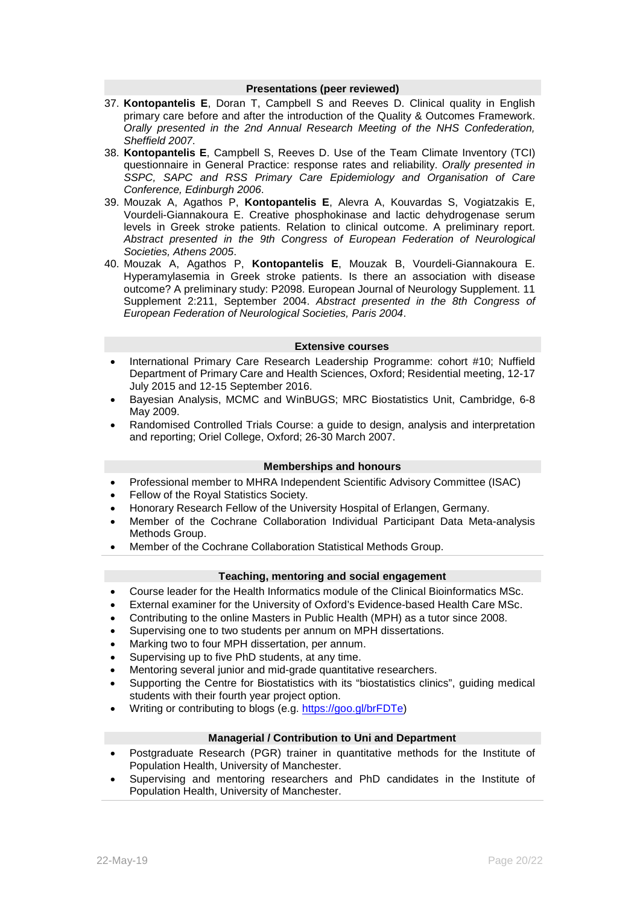## Presentations (peer reviewed)

37. **Kontopantelis E**, Doran T, Campbell S and Reeves D. Clinical quality in English primary care before and after the introduction of the Quality & Outcomes Framework. *Orally presented in the 2nd Annual Research Meeting of the NHS Confederation, Sheffield 2007*.
38. **Kontopantelis E**, Campbell S, Reeves D. Use of the Team Climate Inventory (TCI) questionnaire in General Practice: response rates and reliability. *Orally presented in SSPC, SAPC and RSS Primary Care Epidemiology and Organisation of Care Conference, Edinburgh 2006*.
39. Mouzak A, Agathos P, **Kontopantelis E**, Alevra A, Kouvardas S, Vogiatzakis E, Vourdeli-Giannakoura E. Creative phosphokinase and lactic dehydrogenase serum levels in Greek stroke patients. Relation to clinical outcome. A preliminary report. *Abstract presented in the 9th Congress of European Federation of Neurological Societies, Athens 2005*.
40. Mouzak A, Agathos P, **Kontopantelis E**, Mouzak B, Vourdeli-Giannakoura E. Hyperamylasemia in Greek stroke patients. Is there an association with disease outcome? A preliminary study: P2098. European Journal of Neurology Supplement. 11 Supplement 2:211, September 2004. *Abstract presented in the 8th Congress of European Federation of Neurological Societies, Paris 2004*.

## Extensive courses

- International Primary Care Research Leadership Programme: cohort #10; Nuffield Department of Primary Care and Health Sciences, Oxford; Residential meeting, 12-17 July 2015 and 12-15 September 2016.
- Bayesian Analysis, MCMC and WinBUGS; MRC Biostatistics Unit, Cambridge, 6-8 May 2009.
- Randomised Controlled Trials Course: a guide to design, analysis and interpretation and reporting; Oriel College, Oxford; 26-30 March 2007.

## Memberships and honours

- Professional member to MHRA Independent Scientific Advisory Committee (ISAC)
- Fellow of the Royal Statistics Society.
- Honorary Research Fellow of the University Hospital of Erlangen, Germany.
- Member of the Cochrane Collaboration Individual Participant Data Meta-analysis Methods Group.
- Member of the Cochrane Collaboration Statistical Methods Group.

## Teaching, mentoring and social engagement

- Course leader for the Health Informatics module of the Clinical Bioinformatics MSc.
- External examiner for the University of Oxford's Evidence-based Health Care MSc.
- Contributing to the online Masters in Public Health (MPH) as a tutor since 2008.
- Supervising one to two students per annum on MPH dissertations.
- Marking two to four MPH dissertation, per annum.
- Supervising up to five PhD students, at any time.
- Mentoring several junior and mid-grade quantitative researchers.
- Supporting the Centre for Biostatistics with its "biostatistics clinics", guiding medical students with their fourth year project option.
- Writing or contributing to blogs (e.g. https://goo.gl/brFDTe)

## Managerial / Contribution to Uni and Department

- Postgraduate Research (PGR) trainer in quantitative methods for the Institute of Population Health, University of Manchester.
- Supervising and mentoring researchers and PhD candidates in the Institute of Population Health, University of Manchester.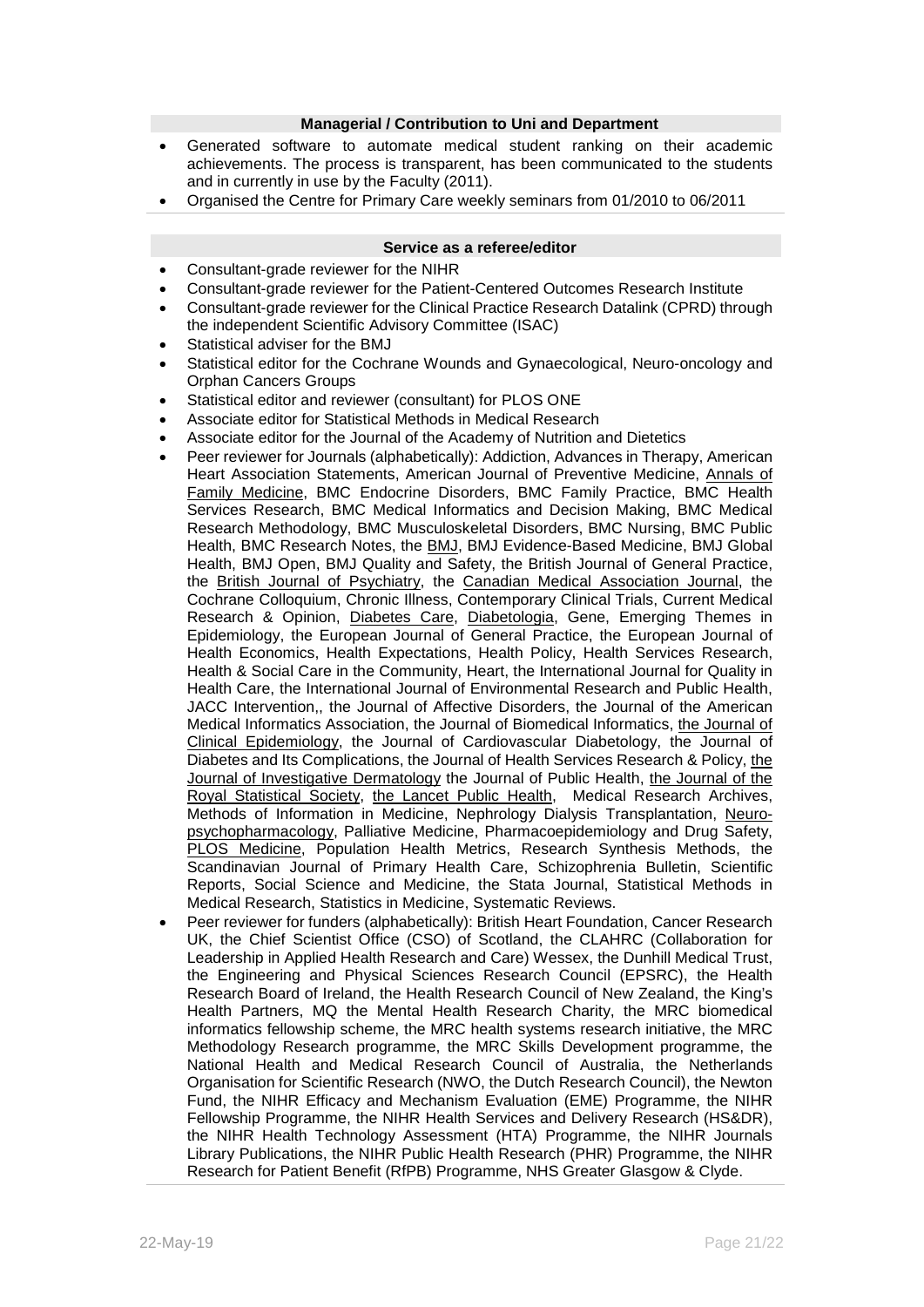### Managerial / Contribution to Uni and Department

- Generated software to automate medical student ranking on their academic achievements. The process is transparent, has been communicated to the students and in currently in use by the Faculty (2011).
- Organised the Centre for Primary Care weekly seminars from 01/2010 to 06/2011

### Service as a referee/editor

- Consultant-grade reviewer for the NIHR
- Consultant-grade reviewer for the Patient-Centered Outcomes Research Institute
- Consultant-grade reviewer for the Clinical Practice Research Datalink (CPRD) through the independent Scientific Advisory Committee (ISAC)
- Statistical adviser for the BMJ
- Statistical editor for the Cochrane Wounds and Gynaecological, Neuro-oncology and Orphan Cancers Groups
- Statistical editor and reviewer (consultant) for PLOS ONE
- Associate editor for Statistical Methods in Medical Research
- Associate editor for the Journal of the Academy of Nutrition and Dietetics
- Peer reviewer for Journals (alphabetically): Addiction, Advances in Therapy, American Heart Association Statements, American Journal of Preventive Medicine, Annals of Family Medicine, BMC Endocrine Disorders, BMC Family Practice, BMC Health Services Research, BMC Medical Informatics and Decision Making, BMC Medical Research Methodology, BMC Musculoskeletal Disorders, BMC Nursing, BMC Public Health, BMC Research Notes, the BMJ, BMJ Evidence-Based Medicine, BMJ Global Health, BMJ Open, BMJ Quality and Safety, the British Journal of General Practice, the British Journal of Psychiatry, the Canadian Medical Association Journal, the Cochrane Colloquium, Chronic Illness, Contemporary Clinical Trials, Current Medical Research & Opinion, Diabetes Care, Diabetologia, Gene, Emerging Themes in Epidemiology, the European Journal of General Practice, the European Journal of Health Economics, Health Expectations, Health Policy, Health Services Research, Health & Social Care in the Community, Heart, the International Journal for Quality in Health Care, the International Journal of Environmental Research and Public Health, JACC Intervention,, the Journal of Affective Disorders, the Journal of the American Medical Informatics Association, the Journal of Biomedical Informatics, the Journal of Clinical Epidemiology, the Journal of Cardiovascular Diabetology, the Journal of Diabetes and Its Complications, the Journal of Health Services Research & Policy, the Journal of Investigative Dermatology the Journal of Public Health, the Journal of the Royal Statistical Society, the Lancet Public Health, Medical Research Archives, Methods of Information in Medicine, Nephrology Dialysis Transplantation, Neuro-psychopharmacology, Palliative Medicine, Pharmacoepidemiology and Drug Safety, PLOS Medicine, Population Health Metrics, Research Synthesis Methods, the Scandinavian Journal of Primary Health Care, Schizophrenia Bulletin, Scientific Reports, Social Science and Medicine, the Stata Journal, Statistical Methods in Medical Research, Statistics in Medicine, Systematic Reviews.
- Peer reviewer for funders (alphabetically): British Heart Foundation, Cancer Research UK, the Chief Scientist Office (CSO) of Scotland, the CLAHRC (Collaboration for Leadership in Applied Health Research and Care) Wessex, the Dunhill Medical Trust, the Engineering and Physical Sciences Research Council (EPSRC), the Health Research Board of Ireland, the Health Research Council of New Zealand, the King's Health Partners, MQ the Mental Health Research Charity, the MRC biomedical informatics fellowship scheme, the MRC health systems research initiative, the MRC Methodology Research programme, the MRC Skills Development programme, the National Health and Medical Research Council of Australia, the Netherlands Organisation for Scientific Research (NWO, the Dutch Research Council), the Newton Fund, the NIHR Efficacy and Mechanism Evaluation (EME) Programme, the NIHR Fellowship Programme, the NIHR Health Services and Delivery Research (HS&DR), the NIHR Health Technology Assessment (HTA) Programme, the NIHR Journals Library Publications, the NIHR Public Health Research (PHR) Programme, the NIHR Research for Patient Benefit (RfPB) Programme, NHS Greater Glasgow & Clyde.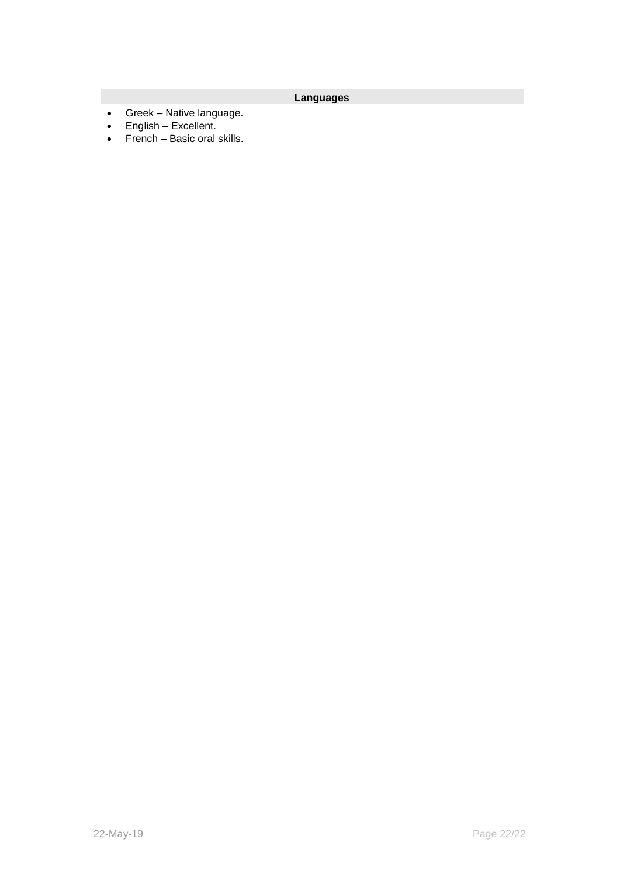## Languages

- Greek – Native language.
- English – Excellent.
- French – Basic oral skills.